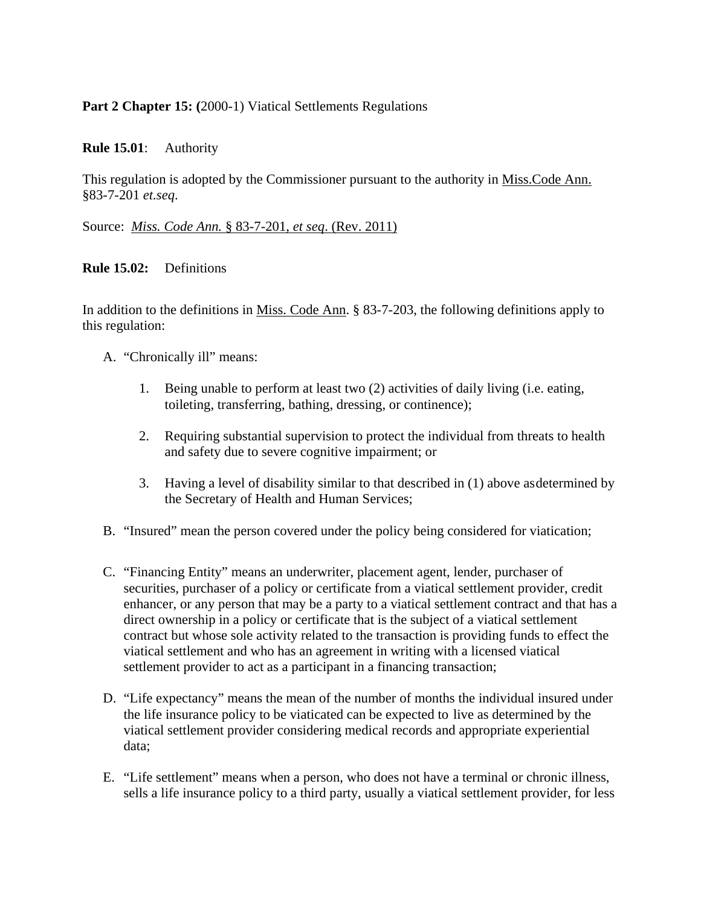**Part 2 Chapter 15: (**2000-1) Viatical Settlements Regulations

**Rule 15.01**: Authority

This regulation is adopted by the Commissioner pursuant to the authority in Miss.Code Ann. §83-7-201 *et.seq*.

Source: *Miss. Code Ann.* § 83-7-201, *et seq*. (Rev. 2011)

**Rule 15.02:** Definitions

In addition to the definitions in Miss. Code Ann. § 83-7-203, the following definitions apply to this regulation:

A. "Chronically ill" means:

   1. Being unable to perform at least two (2) activities of daily living (i.e. eating, toileting, transferring, bathing, dressing, or continence);

   2. Requiring substantial supervision to protect the individual from threats to health and safety due to severe cognitive impairment; or

   3. Having a level of disability similar to that described in (1) above asdetermined by the Secretary of Health and Human Services;

B. "Insured" mean the person covered under the policy being considered for viatication;

C. "Financing Entity" means an underwriter, placement agent, lender, purchaser of securities, purchaser of a policy or certificate from a viatical settlement provider, credit enhancer, or any person that may be a party to a viatical settlement contract and that has a direct ownership in a policy or certificate that is the subject of a viatical settlement contract but whose sole activity related to the transaction is providing funds to effect the viatical settlement and who has an agreement in writing with a licensed viatical settlement provider to act as a participant in a financing transaction;

D. "Life expectancy" means the mean of the number of months the individual insured under the life insurance policy to be viaticated can be expected to live as determined by the viatical settlement provider considering medical records and appropriate experiential data;

E. "Life settlement" means when a person, who does not have a terminal or chronic illness, sells a life insurance policy to a third party, usually a viatical settlement provider, for less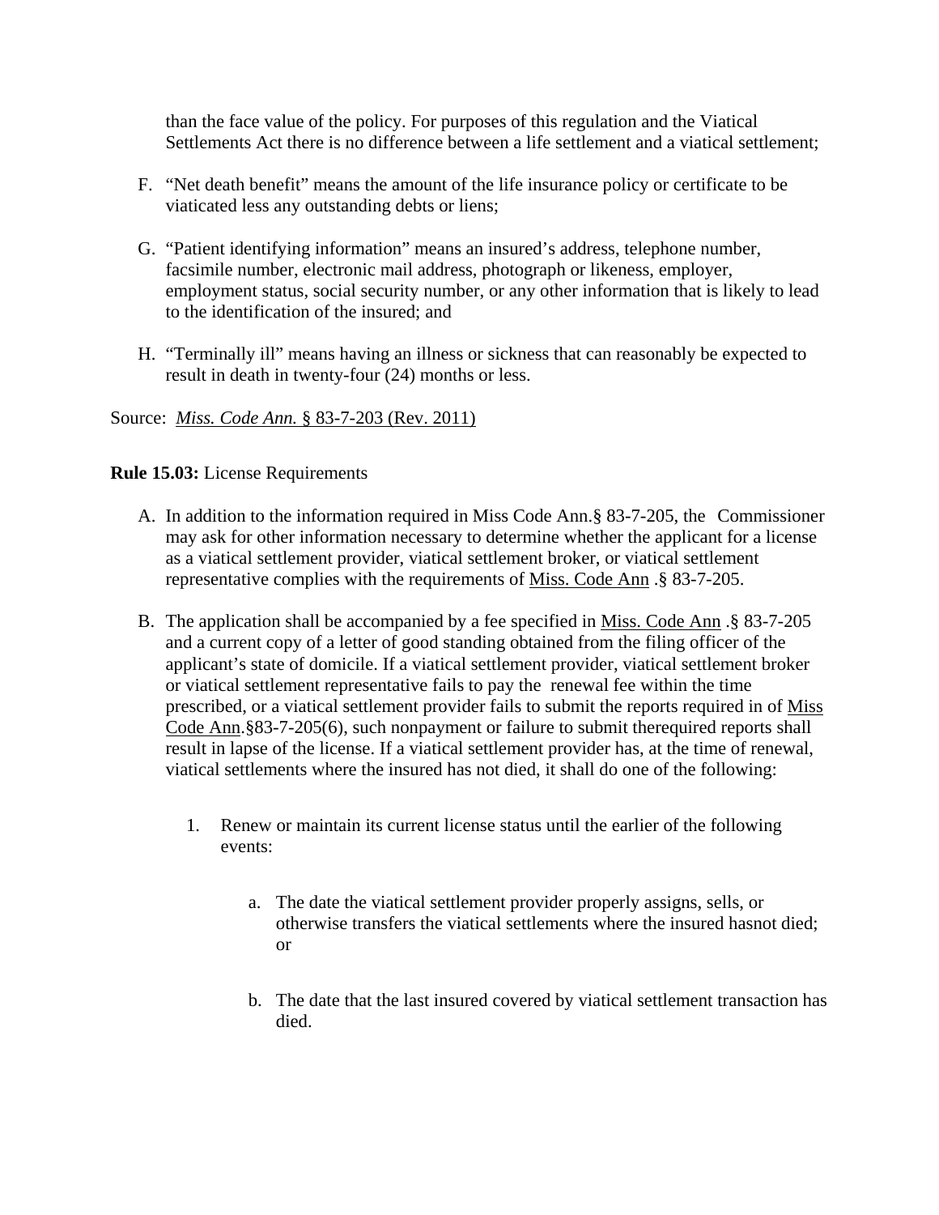than the face value of the policy. For purposes of this regulation and the Viatical Settlements Act there is no difference between a life settlement and a viatical settlement;

F. "Net death benefit" means the amount of the life insurance policy or certificate to be viaticated less any outstanding debts or liens;

G. "Patient identifying information" means an insured's address, telephone number, facsimile number, electronic mail address, photograph or likeness, employer, employment status, social security number, or any other information that is likely to lead to the identification of the insured; and

H. "Terminally ill" means having an illness or sickness that can reasonably be expected to result in death in twenty-four (24) months or less.

Source: *Miss. Code Ann.* § 83-7-203 (Rev. 2011)

**Rule 15.03:** License Requirements

A. In addition to the information required in Miss Code Ann.§ 83-7-205, the Commissioner may ask for other information necessary to determine whether the applicant for a license as a viatical settlement provider, viatical settlement broker, or viatical settlement representative complies with the requirements of Miss. Code Ann .§ 83-7-205.

B. The application shall be accompanied by a fee specified in Miss. Code Ann .§ 83-7-205 and a current copy of a letter of good standing obtained from the filing officer of the applicant's state of domicile. If a viatical settlement provider, viatical settlement broker or viatical settlement representative fails to pay the renewal fee within the time prescribed, or a viatical settlement provider fails to submit the reports required in of Miss Code Ann.§83-7-205(6), such nonpayment or failure to submit therequired reports shall result in lapse of the license. If a viatical settlement provider has, at the time of renewal, viatical settlements where the insured has not died, it shall do one of the following:

   1. Renew or maintain its current license status until the earlier of the following events:

      a. The date the viatical settlement provider properly assigns, sells, or otherwise transfers the viatical settlements where the insured hasnot died; or

      b. The date that the last insured covered by viatical settlement transaction has died.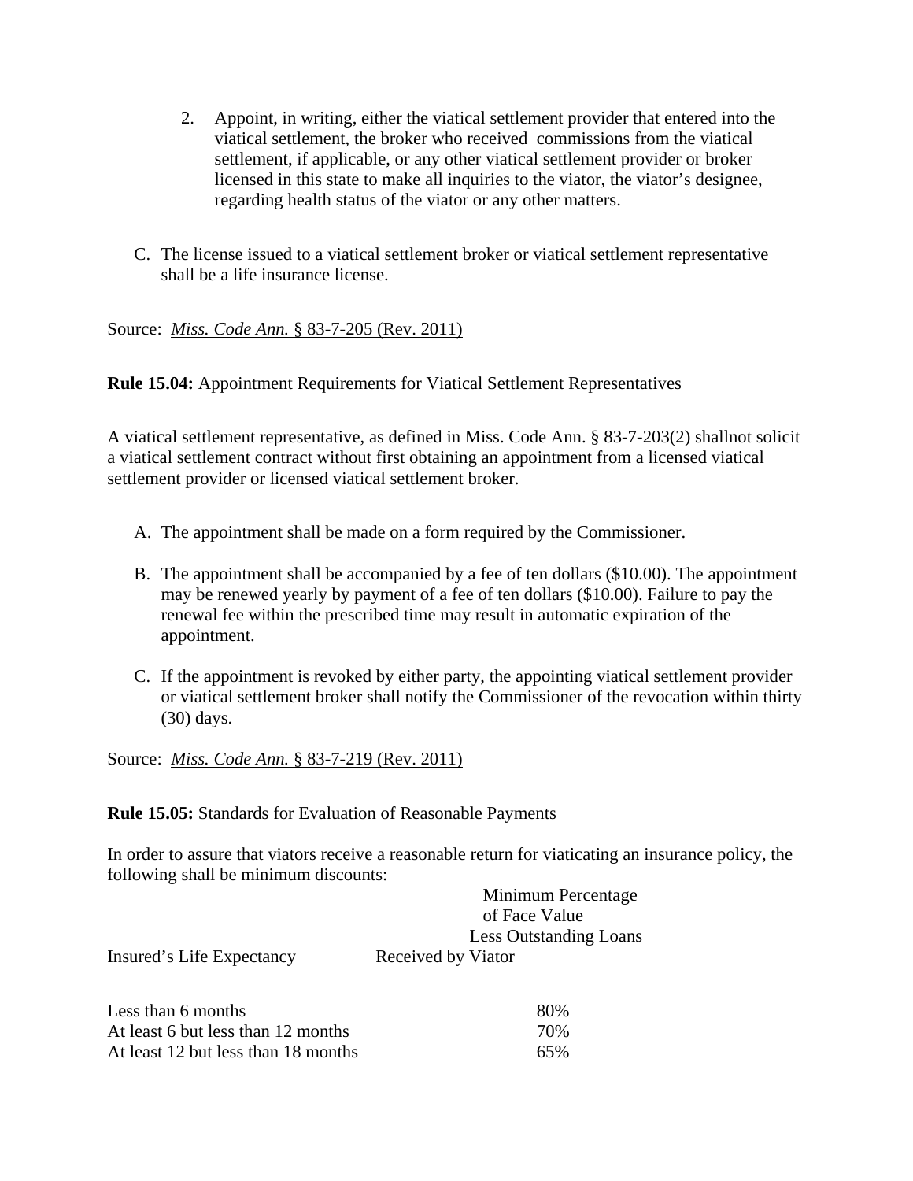2. Appoint, in writing, either the viatical settlement provider that entered into the viatical settlement, the broker who received commissions from the viatical settlement, if applicable, or any other viatical settlement provider or broker licensed in this state to make all inquiries to the viator, the viator's designee, regarding health status of the viator or any other matters.

C. The license issued to a viatical settlement broker or viatical settlement representative shall be a life insurance license.

Source: *Miss. Code Ann.* § 83-7-205 (Rev. 2011)

**Rule 15.04:** Appointment Requirements for Viatical Settlement Representatives

A viatical settlement representative, as defined in Miss. Code Ann. § 83-7-203(2) shallnot solicit a viatical settlement contract without first obtaining an appointment from a licensed viatical settlement provider or licensed viatical settlement broker.

A. The appointment shall be made on a form required by the Commissioner.

B. The appointment shall be accompanied by a fee of ten dollars ($10.00). The appointment may be renewed yearly by payment of a fee of ten dollars ($10.00). Failure to pay the renewal fee within the prescribed time may result in automatic expiration of the appointment.

C. If the appointment is revoked by either party, the appointing viatical settlement provider or viatical settlement broker shall notify the Commissioner of the revocation within thirty (30) days.

Source: *Miss. Code Ann.* § 83-7-219 (Rev. 2011)

**Rule 15.05:** Standards for Evaluation of Reasonable Payments

In order to assure that viators receive a reasonable return for viaticating an insurance policy, the following shall be minimum discounts:

| Insured's Life Expectancy | Minimum Percentage of Face Value Less Outstanding Loans Received by Viator |
|---|---|
| Less than 6 months | 80% |
| At least 6 but less than 12 months | 70% |
| At least 12 but less than 18 months | 65% |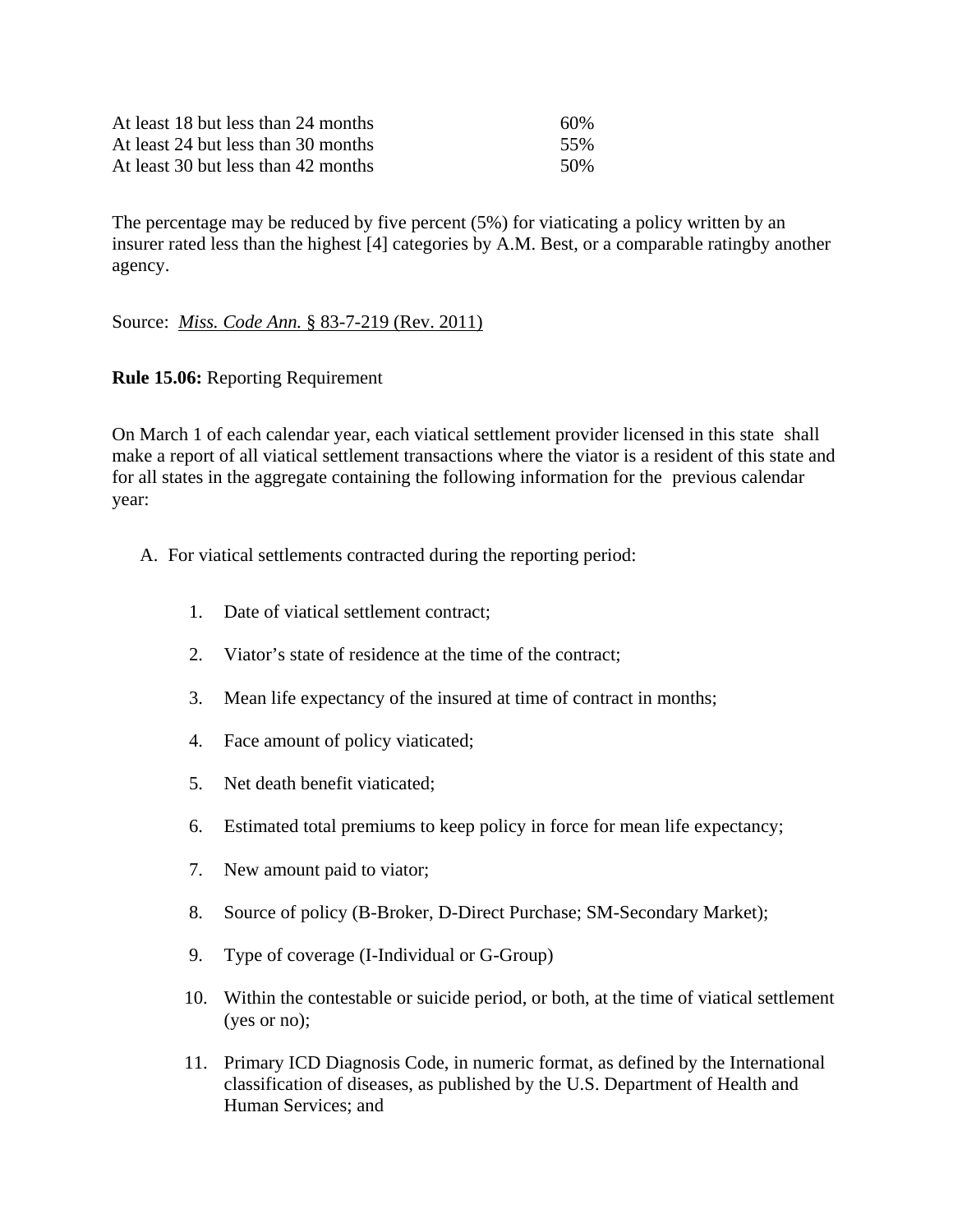| | |
|---|---|
| At least 18 but less than 24 months | 60% |
| At least 24 but less than 30 months | 55% |
| At least 30 but less than 42 months | 50% |

The percentage may be reduced by five percent (5%) for viaticating a policy written by an insurer rated less than the highest [4] categories by A.M. Best, or a comparable ratingby another agency.

Source: *Miss. Code Ann.* § 83-7-219 (Rev. 2011)

**Rule 15.06:** Reporting Requirement

On March 1 of each calendar year, each viatical settlement provider licensed in this state shall make a report of all viatical settlement transactions where the viator is a resident of this state and for all states in the aggregate containing the following information for the previous calendar year:

A. For viatical settlements contracted during the reporting period:

1. Date of viatical settlement contract;
2. Viator's state of residence at the time of the contract;
3. Mean life expectancy of the insured at time of contract in months;
4. Face amount of policy viaticated;
5. Net death benefit viaticated;
6. Estimated total premiums to keep policy in force for mean life expectancy;
7. New amount paid to viator;
8. Source of policy (B-Broker, D-Direct Purchase; SM-Secondary Market);
9. Type of coverage (I-Individual or G-Group)
10. Within the contestable or suicide period, or both, at the time of viatical settlement (yes or no);
11. Primary ICD Diagnosis Code, in numeric format, as defined by the International classification of diseases, as published by the U.S. Department of Health and Human Services; and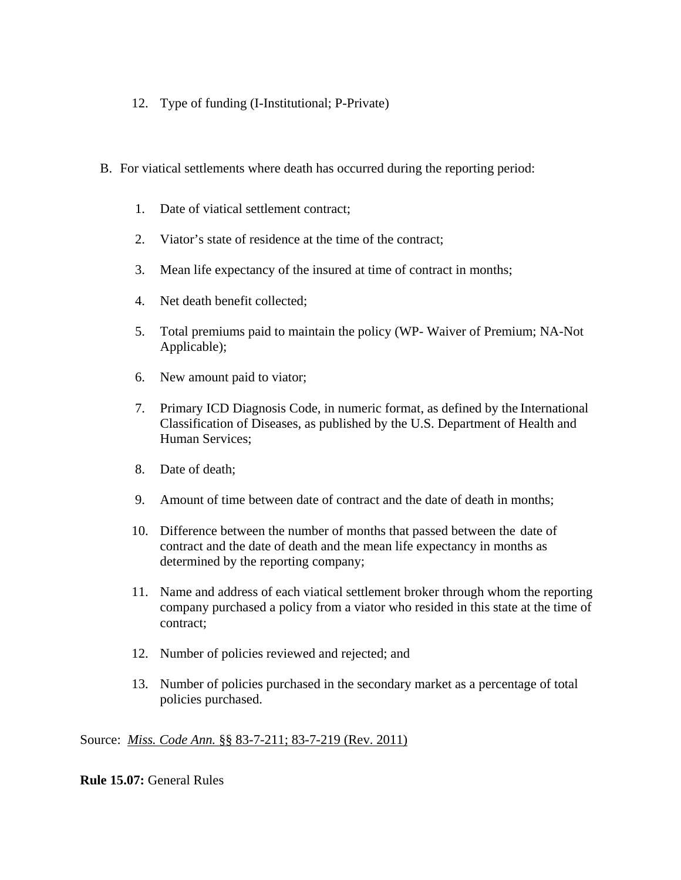12. Type of funding (I-Institutional; P-Private)

B. For viatical settlements where death has occurred during the reporting period:

1. Date of viatical settlement contract;
2. Viator's state of residence at the time of the contract;
3. Mean life expectancy of the insured at time of contract in months;
4. Net death benefit collected;
5. Total premiums paid to maintain the policy (WP- Waiver of Premium; NA-Not Applicable);
6. New amount paid to viator;
7. Primary ICD Diagnosis Code, in numeric format, as defined by the International Classification of Diseases, as published by the U.S. Department of Health and Human Services;
8. Date of death;
9. Amount of time between date of contract and the date of death in months;
10. Difference between the number of months that passed between the date of contract and the date of death and the mean life expectancy in months as determined by the reporting company;
11. Name and address of each viatical settlement broker through whom the reporting company purchased a policy from a viator who resided in this state at the time of contract;
12. Number of policies reviewed and rejected; and
13. Number of policies purchased in the secondary market as a percentage of total policies purchased.

Source: *Miss. Code Ann.* §§ 83-7-211; 83-7-219 (Rev. 2011)

**Rule 15.07:** General Rules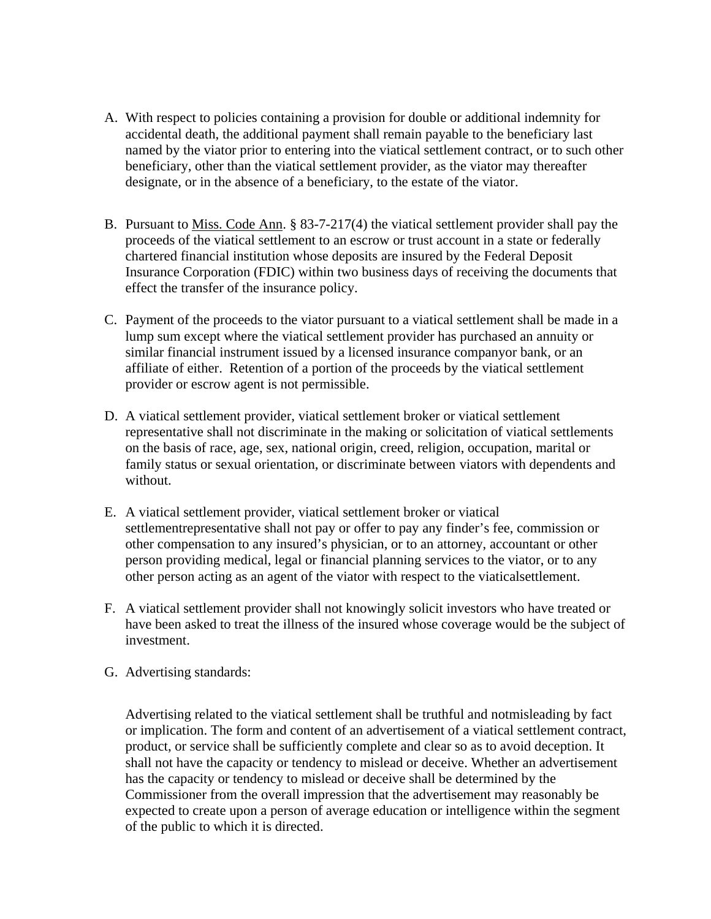A. With respect to policies containing a provision for double or additional indemnity for accidental death, the additional payment shall remain payable to the beneficiary last named by the viator prior to entering into the viatical settlement contract, or to such other beneficiary, other than the viatical settlement provider, as the viator may thereafter designate, or in the absence of a beneficiary, to the estate of the viator.

B. Pursuant to Miss. Code Ann. § 83-7-217(4) the viatical settlement provider shall pay the proceeds of the viatical settlement to an escrow or trust account in a state or federally chartered financial institution whose deposits are insured by the Federal Deposit Insurance Corporation (FDIC) within two business days of receiving the documents that effect the transfer of the insurance policy.

C. Payment of the proceeds to the viator pursuant to a viatical settlement shall be made in a lump sum except where the viatical settlement provider has purchased an annuity or similar financial instrument issued by a licensed insurance companyor bank, or an affiliate of either. Retention of a portion of the proceeds by the viatical settlement provider or escrow agent is not permissible.

D. A viatical settlement provider, viatical settlement broker or viatical settlement representative shall not discriminate in the making or solicitation of viatical settlements on the basis of race, age, sex, national origin, creed, religion, occupation, marital or family status or sexual orientation, or discriminate between viators with dependents and without.

E. A viatical settlement provider, viatical settlement broker or viatical settlementrepresentative shall not pay or offer to pay any finder's fee, commission or other compensation to any insured's physician, or to an attorney, accountant or other person providing medical, legal or financial planning services to the viator, or to any other person acting as an agent of the viator with respect to the viaticalsettlement.

F. A viatical settlement provider shall not knowingly solicit investors who have treated or have been asked to treat the illness of the insured whose coverage would be the subject of investment.

G. Advertising standards:

   Advertising related to the viatical settlement shall be truthful and notmisleading by fact or implication. The form and content of an advertisement of a viatical settlement contract, product, or service shall be sufficiently complete and clear so as to avoid deception. It shall not have the capacity or tendency to mislead or deceive. Whether an advertisement has the capacity or tendency to mislead or deceive shall be determined by the Commissioner from the overall impression that the advertisement may reasonably be expected to create upon a person of average education or intelligence within the segment of the public to which it is directed.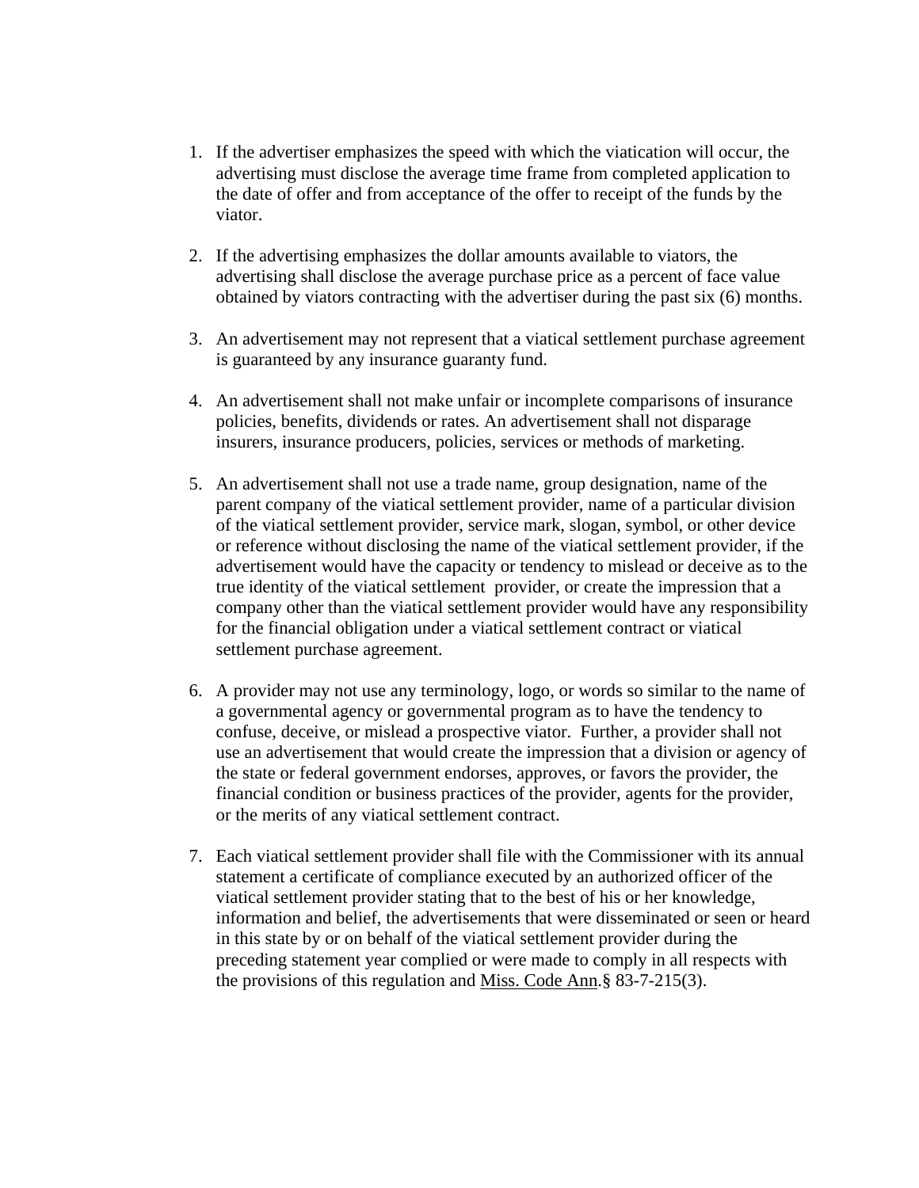1. If the advertiser emphasizes the speed with which the viatication will occur, the advertising must disclose the average time frame from completed application to the date of offer and from acceptance of the offer to receipt of the funds by the viator.

2. If the advertising emphasizes the dollar amounts available to viators, the advertising shall disclose the average purchase price as a percent of face value obtained by viators contracting with the advertiser during the past six (6) months.

3. An advertisement may not represent that a viatical settlement purchase agreement is guaranteed by any insurance guaranty fund.

4. An advertisement shall not make unfair or incomplete comparisons of insurance policies, benefits, dividends or rates. An advertisement shall not disparage insurers, insurance producers, policies, services or methods of marketing.

5. An advertisement shall not use a trade name, group designation, name of the parent company of the viatical settlement provider, name of a particular division of the viatical settlement provider, service mark, slogan, symbol, or other device or reference without disclosing the name of the viatical settlement provider, if the advertisement would have the capacity or tendency to mislead or deceive as to the true identity of the viatical settlement provider, or create the impression that a company other than the viatical settlement provider would have any responsibility for the financial obligation under a viatical settlement contract or viatical settlement purchase agreement.

6. A provider may not use any terminology, logo, or words so similar to the name of a governmental agency or governmental program as to have the tendency to confuse, deceive, or mislead a prospective viator. Further, a provider shall not use an advertisement that would create the impression that a division or agency of the state or federal government endorses, approves, or favors the provider, the financial condition or business practices of the provider, agents for the provider, or the merits of any viatical settlement contract.

7. Each viatical settlement provider shall file with the Commissioner with its annual statement a certificate of compliance executed by an authorized officer of the viatical settlement provider stating that to the best of his or her knowledge, information and belief, the advertisements that were disseminated or seen or heard in this state by or on behalf of the viatical settlement provider during the preceding statement year complied or were made to comply in all respects with the provisions of this regulation and Miss. Code Ann.§ 83-7-215(3).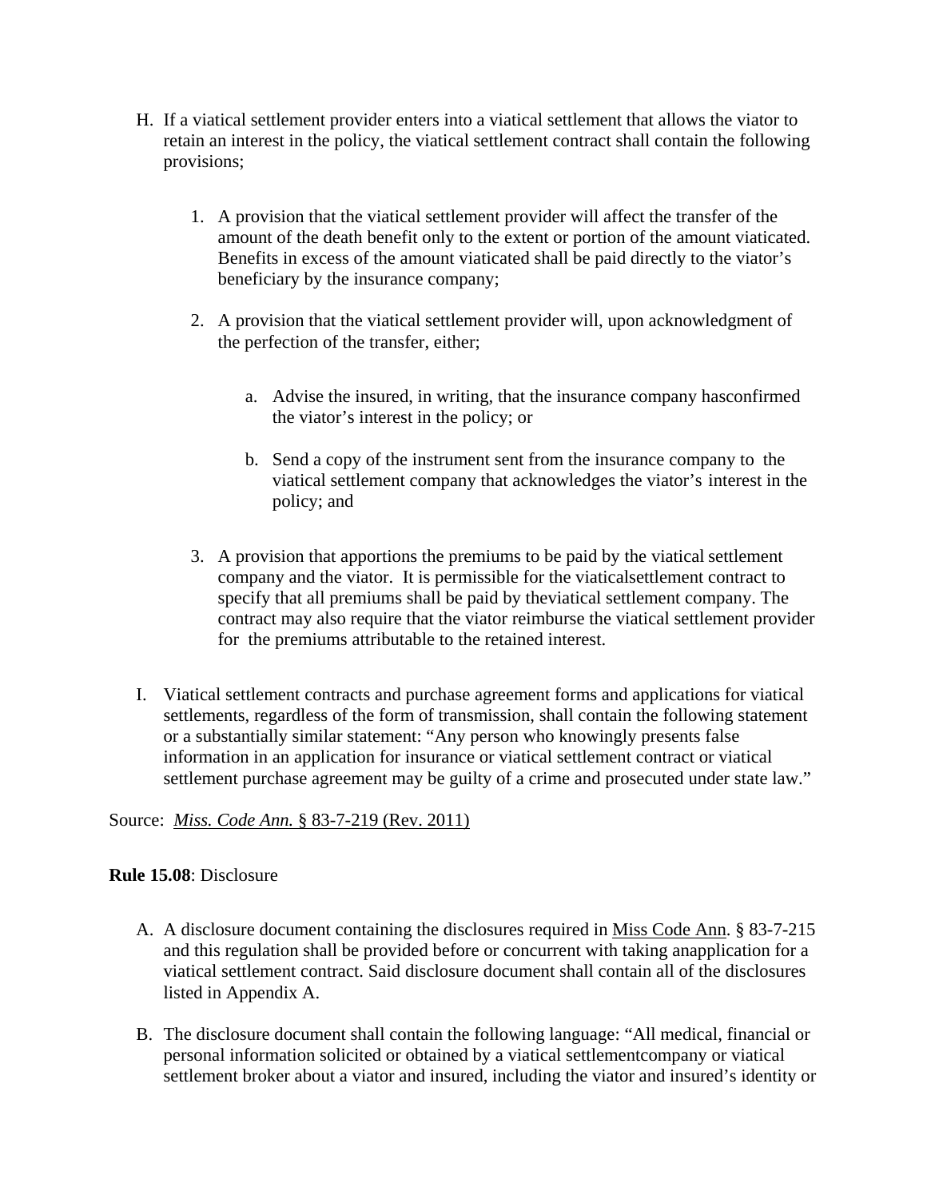H. If a viatical settlement provider enters into a viatical settlement that allows the viator to retain an interest in the policy, the viatical settlement contract shall contain the following provisions;

   1. A provision that the viatical settlement provider will affect the transfer of the amount of the death benefit only to the extent or portion of the amount viaticated. Benefits in excess of the amount viaticated shall be paid directly to the viator's beneficiary by the insurance company;

   2. A provision that the viatical settlement provider will, upon acknowledgment of the perfection of the transfer, either;

      a. Advise the insured, in writing, that the insurance company hasconfirmed the viator's interest in the policy; or

      b. Send a copy of the instrument sent from the insurance company to the viatical settlement company that acknowledges the viator's interest in the policy; and

   3. A provision that apportions the premiums to be paid by the viatical settlement company and the viator. It is permissible for the viaticalsettlement contract to specify that all premiums shall be paid by theviatical settlement company. The contract may also require that the viator reimburse the viatical settlement provider for the premiums attributable to the retained interest.

I. Viatical settlement contracts and purchase agreement forms and applications for viatical settlements, regardless of the form of transmission, shall contain the following statement or a substantially similar statement: "Any person who knowingly presents false information in an application for insurance or viatical settlement contract or viatical settlement purchase agreement may be guilty of a crime and prosecuted under state law."

Source: *Miss. Code Ann.* § 83-7-219 (Rev. 2011)

**Rule 15.08**: Disclosure

A. A disclosure document containing the disclosures required in Miss Code Ann. § 83-7-215 and this regulation shall be provided before or concurrent with taking anapplication for a viatical settlement contract. Said disclosure document shall contain all of the disclosures listed in Appendix A.

B. The disclosure document shall contain the following language: "All medical, financial or personal information solicited or obtained by a viatical settlementcompany or viatical settlement broker about a viator and insured, including the viator and insured's identity or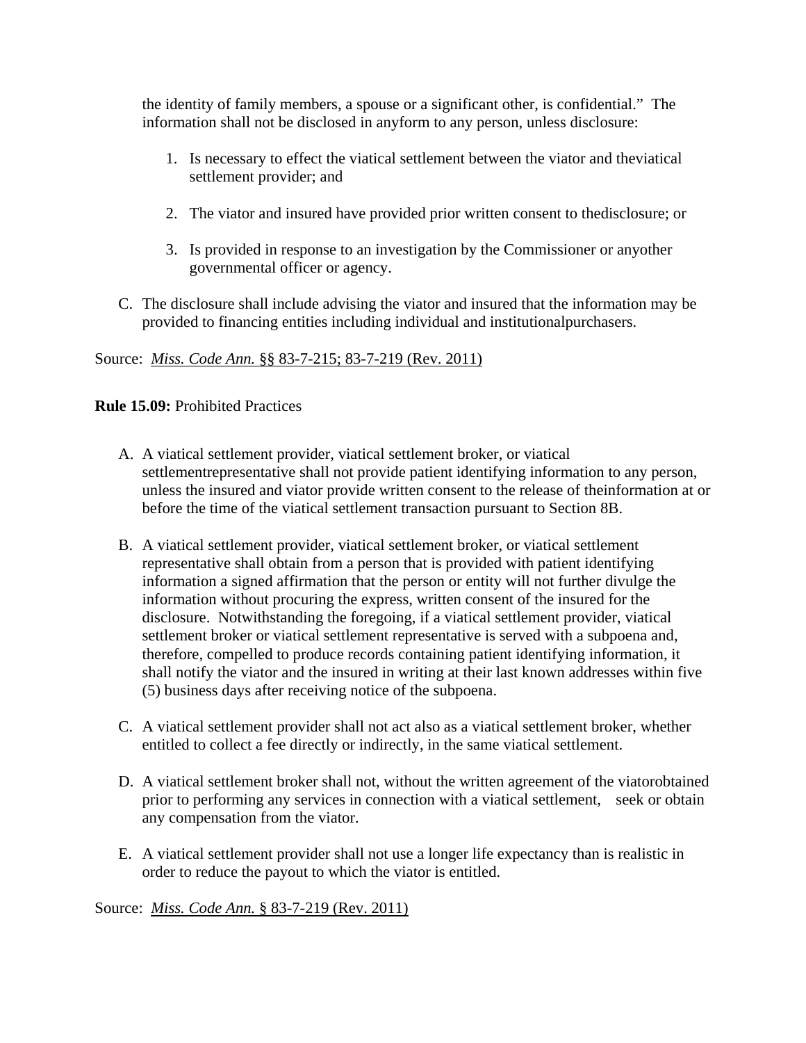the identity of family members, a spouse or a significant other, is confidential." The information shall not be disclosed in anyform to any person, unless disclosure:

1. Is necessary to effect the viatical settlement between the viator and theviatical settlement provider; and
2. The viator and insured have provided prior written consent to thedisclosure; or
3. Is provided in response to an investigation by the Commissioner or anyother governmental officer or agency.

C. The disclosure shall include advising the viator and insured that the information may be provided to financing entities including individual and institutionalpurchasers.

Source: *Miss. Code Ann.* §§ 83-7-215; 83-7-219 (Rev. 2011)

**Rule 15.09:** Prohibited Practices

A. A viatical settlement provider, viatical settlement broker, or viatical settlementrepresentative shall not provide patient identifying information to any person, unless the insured and viator provide written consent to the release of theinformation at or before the time of the viatical settlement transaction pursuant to Section 8B.

B. A viatical settlement provider, viatical settlement broker, or viatical settlement representative shall obtain from a person that is provided with patient identifying information a signed affirmation that the person or entity will not further divulge the information without procuring the express, written consent of the insured for the disclosure. Notwithstanding the foregoing, if a viatical settlement provider, viatical settlement broker or viatical settlement representative is served with a subpoena and, therefore, compelled to produce records containing patient identifying information, it shall notify the viator and the insured in writing at their last known addresses within five (5) business days after receiving notice of the subpoena.

C. A viatical settlement provider shall not act also as a viatical settlement broker, whether entitled to collect a fee directly or indirectly, in the same viatical settlement.

D. A viatical settlement broker shall not, without the written agreement of the viatorobtained prior to performing any services in connection with a viatical settlement, seek or obtain any compensation from the viator.

E. A viatical settlement provider shall not use a longer life expectancy than is realistic in order to reduce the payout to which the viator is entitled.

Source: *Miss. Code Ann.* § 83-7-219 (Rev. 2011)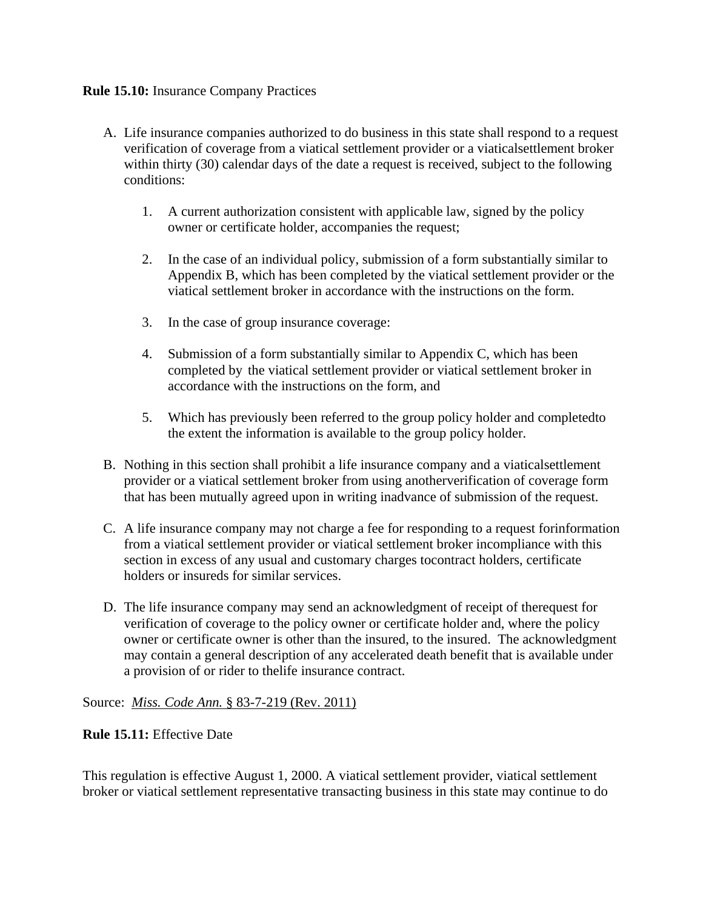**Rule 15.10:** Insurance Company Practices

A. Life insurance companies authorized to do business in this state shall respond to a request verification of coverage from a viatical settlement provider or a viaticalsettlement broker within thirty (30) calendar days of the date a request is received, subject to the following conditions:

   1. A current authorization consistent with applicable law, signed by the policy owner or certificate holder, accompanies the request;

   2. In the case of an individual policy, submission of a form substantially similar to Appendix B, which has been completed by the viatical settlement provider or the viatical settlement broker in accordance with the instructions on the form.

   3. In the case of group insurance coverage:

   4. Submission of a form substantially similar to Appendix C, which has been completed by the viatical settlement provider or viatical settlement broker in accordance with the instructions on the form, and

   5. Which has previously been referred to the group policy holder and completedto the extent the information is available to the group policy holder.

B. Nothing in this section shall prohibit a life insurance company and a viaticalsettlement provider or a viatical settlement broker from using anotherverification of coverage form that has been mutually agreed upon in writing inadvance of submission of the request.

C. A life insurance company may not charge a fee for responding to a request forinformation from a viatical settlement provider or viatical settlement broker incompliance with this section in excess of any usual and customary charges tocontract holders, certificate holders or insureds for similar services.

D. The life insurance company may send an acknowledgment of receipt of therequest for verification of coverage to the policy owner or certificate holder and, where the policy owner or certificate owner is other than the insured, to the insured. The acknowledgment may contain a general description of any accelerated death benefit that is available under a provision of or rider to thelife insurance contract.

Source: *Miss. Code Ann.* § 83-7-219 (Rev. 2011)

**Rule 15.11:** Effective Date

This regulation is effective August 1, 2000. A viatical settlement provider, viatical settlement broker or viatical settlement representative transacting business in this state may continue to do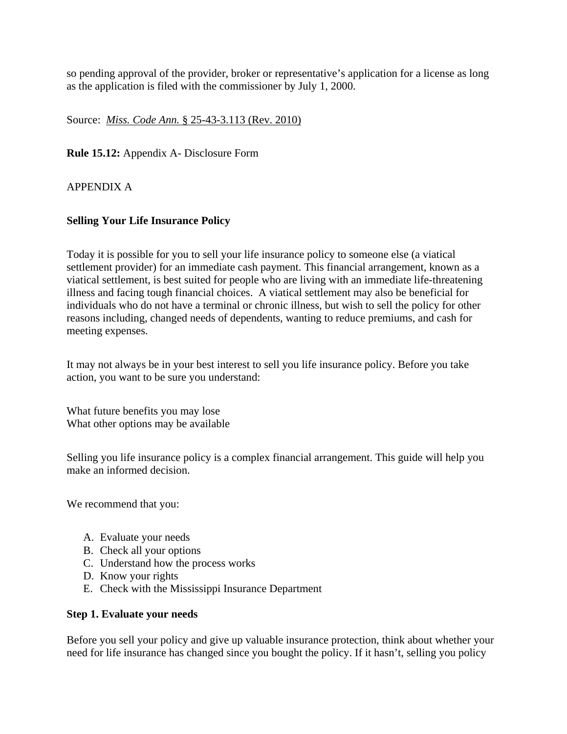so pending approval of the provider, broker or representative's application for a license as long as the application is filed with the commissioner by July 1, 2000.

Source: *Miss. Code Ann.* § 25-43-3.113 (Rev. 2010)

**Rule 15.12:** Appendix A- Disclosure Form

APPENDIX A

**Selling Your Life Insurance Policy**

Today it is possible for you to sell your life insurance policy to someone else (a viatical settlement provider) for an immediate cash payment. This financial arrangement, known as a viatical settlement, is best suited for people who are living with an immediate life-threatening illness and facing tough financial choices. A viatical settlement may also be beneficial for individuals who do not have a terminal or chronic illness, but wish to sell the policy for other reasons including, changed needs of dependents, wanting to reduce premiums, and cash for meeting expenses.

It may not always be in your best interest to sell you life insurance policy. Before you take action, you want to be sure you understand:

What future benefits you may lose
What other options may be available

Selling you life insurance policy is a complex financial arrangement. This guide will help you make an informed decision.

We recommend that you:

A. Evaluate your needs
B. Check all your options
C. Understand how the process works
D. Know your rights
E. Check with the Mississippi Insurance Department

**Step 1. Evaluate your needs**

Before you sell your policy and give up valuable insurance protection, think about whether your need for life insurance has changed since you bought the policy. If it hasn't, selling you policy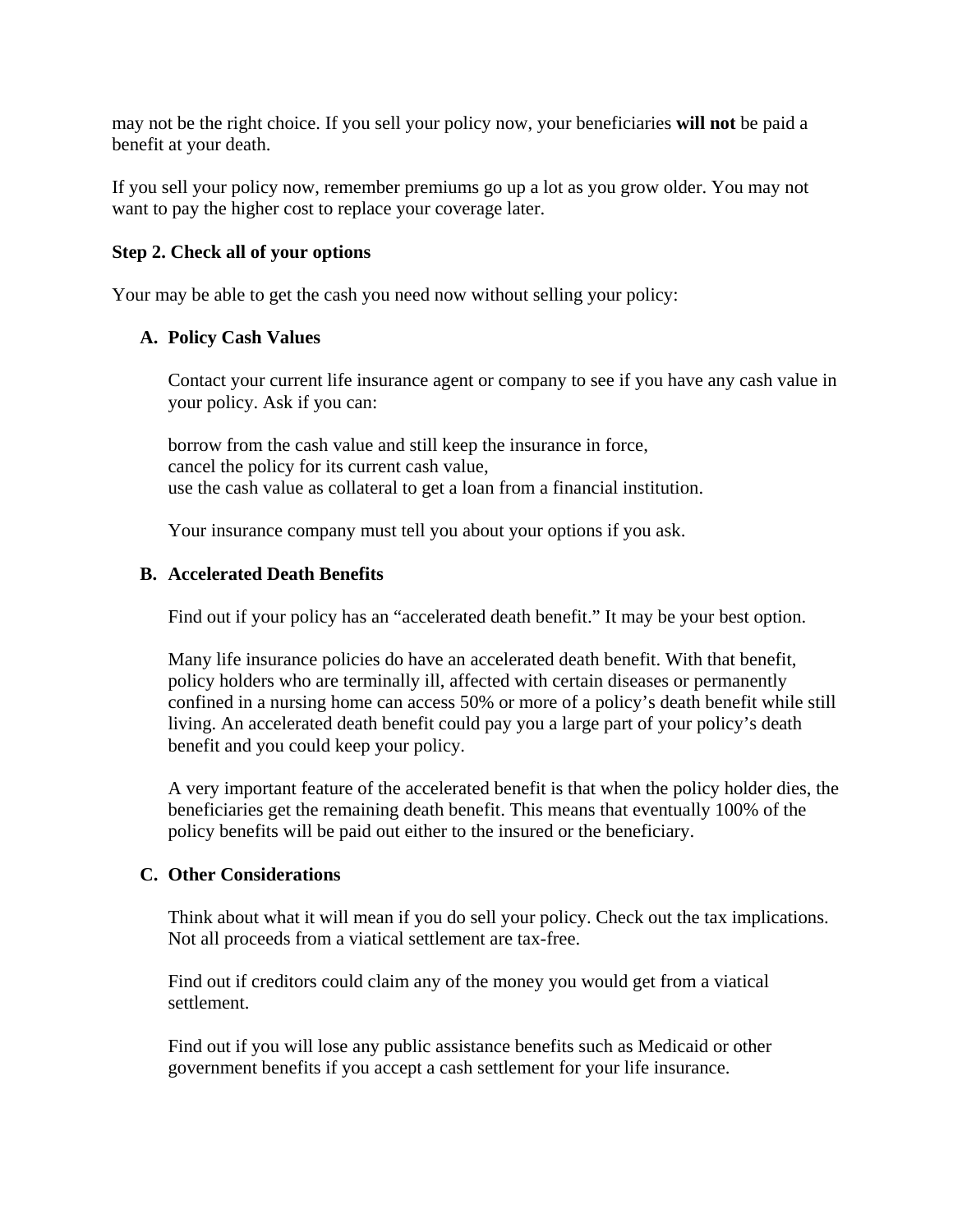may not be the right choice. If you sell your policy now, your beneficiaries **will not** be paid a benefit at your death.

If you sell your policy now, remember premiums go up a lot as you grow older. You may not want to pay the higher cost to replace your coverage later.

**Step 2. Check all of your options**

Your may be able to get the cash you need now without selling your policy:

**A. Policy Cash Values**

Contact your current life insurance agent or company to see if you have any cash value in your policy. Ask if you can:

borrow from the cash value and still keep the insurance in force,
cancel the policy for its current cash value,
use the cash value as collateral to get a loan from a financial institution.

Your insurance company must tell you about your options if you ask.

**B. Accelerated Death Benefits**

Find out if your policy has an "accelerated death benefit." It may be your best option.

Many life insurance policies do have an accelerated death benefit. With that benefit, policy holders who are terminally ill, affected with certain diseases or permanently confined in a nursing home can access 50% or more of a policy's death benefit while still living. An accelerated death benefit could pay you a large part of your policy's death benefit and you could keep your policy.

A very important feature of the accelerated benefit is that when the policy holder dies, the beneficiaries get the remaining death benefit. This means that eventually 100% of the policy benefits will be paid out either to the insured or the beneficiary.

**C. Other Considerations**

Think about what it will mean if you do sell your policy. Check out the tax implications. Not all proceeds from a viatical settlement are tax-free.

Find out if creditors could claim any of the money you would get from a viatical settlement.

Find out if you will lose any public assistance benefits such as Medicaid or other government benefits if you accept a cash settlement for your life insurance.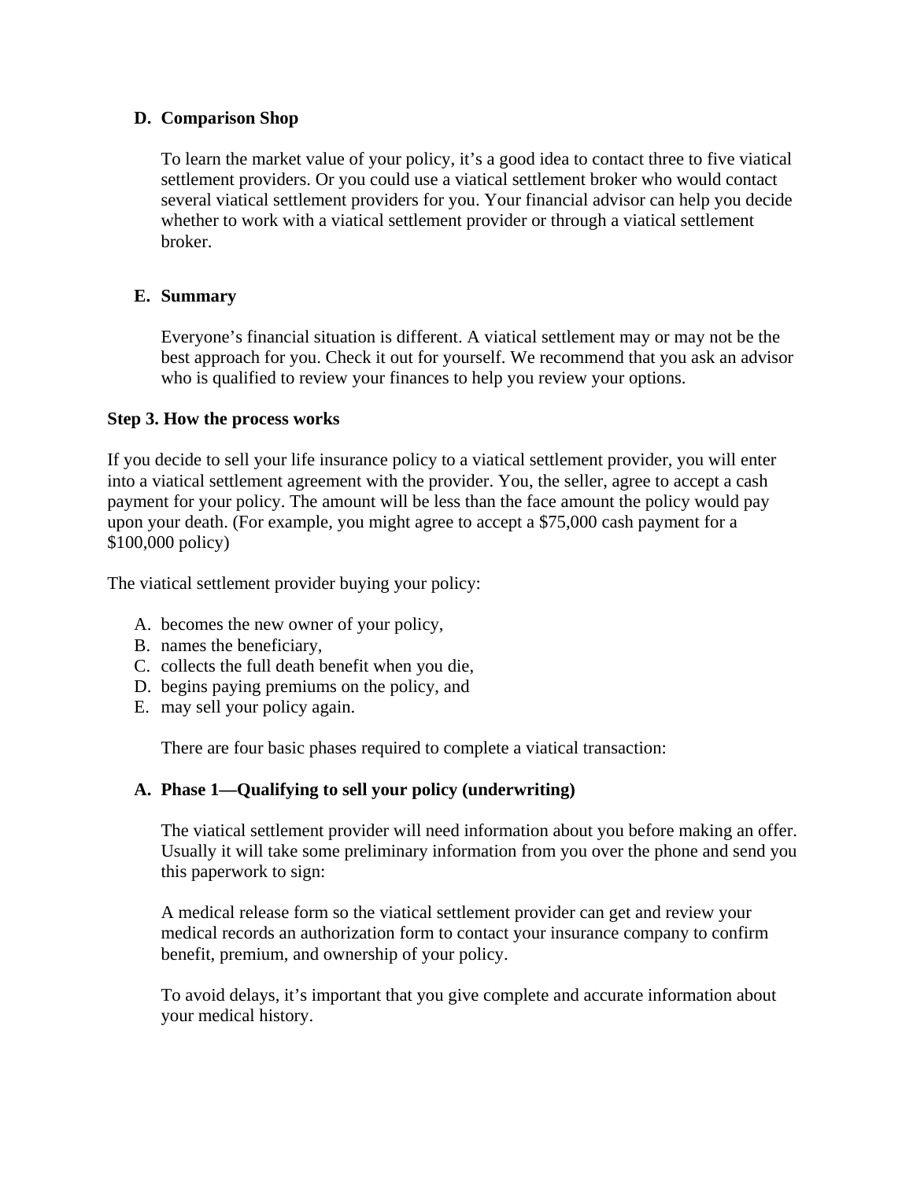**D. Comparison Shop**

To learn the market value of your policy, it's a good idea to contact three to five viatical settlement providers. Or you could use a viatical settlement broker who would contact several viatical settlement providers for you. Your financial advisor can help you decide whether to work with a viatical settlement provider or through a viatical settlement broker.

**E. Summary**

Everyone's financial situation is different. A viatical settlement may or may not be the best approach for you. Check it out for yourself. We recommend that you ask an advisor who is qualified to review your finances to help you review your options.

**Step 3. How the process works**

If you decide to sell your life insurance policy to a viatical settlement provider, you will enter into a viatical settlement agreement with the provider. You, the seller, agree to accept a cash payment for your policy. The amount will be less than the face amount the policy would pay upon your death. (For example, you might agree to accept a $75,000 cash payment for a $100,000 policy)

The viatical settlement provider buying your policy:

A. becomes the new owner of your policy,
B. names the beneficiary,
C. collects the full death benefit when you die,
D. begins paying premiums on the policy, and
E. may sell your policy again.

There are four basic phases required to complete a viatical transaction:

**A. Phase 1—Qualifying to sell your policy (underwriting)**

The viatical settlement provider will need information about you before making an offer. Usually it will take some preliminary information from you over the phone and send you this paperwork to sign:

A medical release form so the viatical settlement provider can get and review your medical records an authorization form to contact your insurance company to confirm benefit, premium, and ownership of your policy.

To avoid delays, it's important that you give complete and accurate information about your medical history.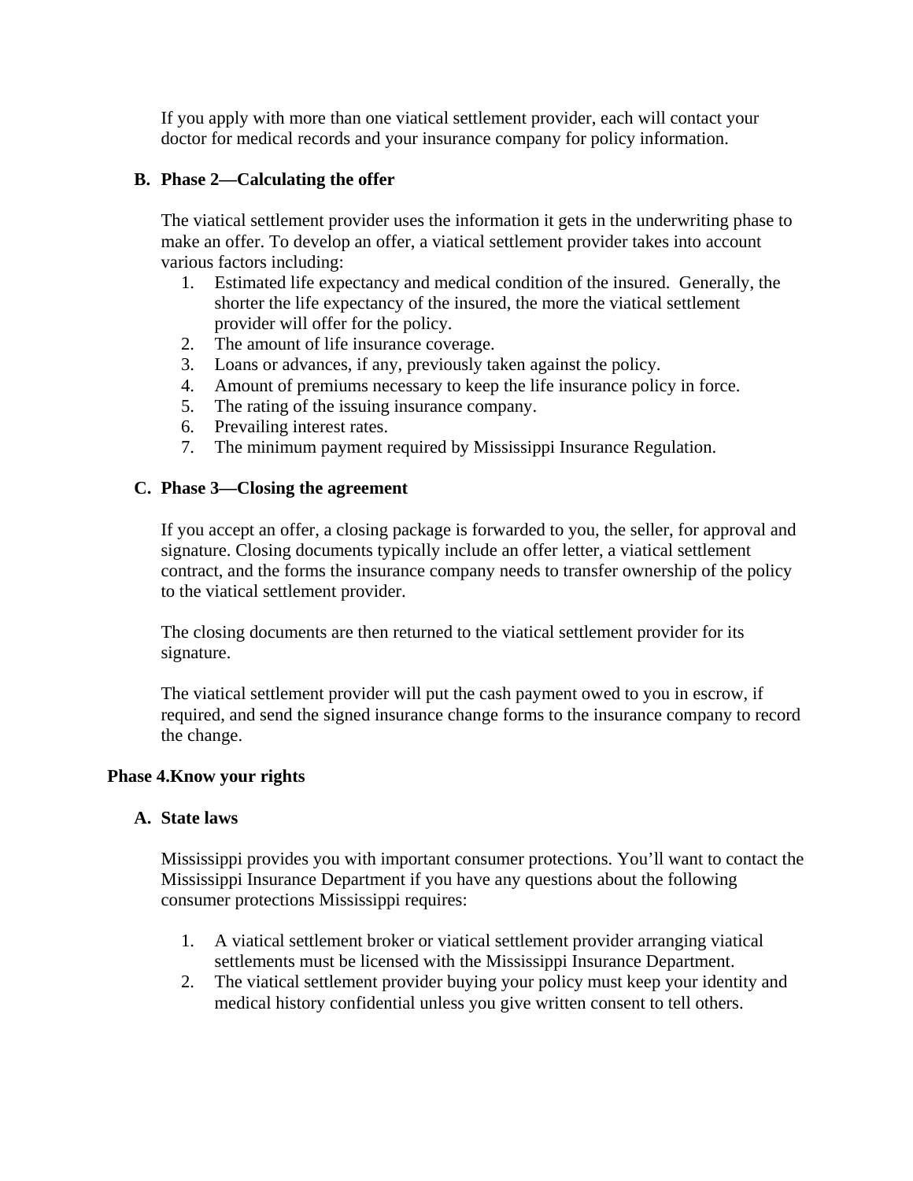If you apply with more than one viatical settlement provider, each will contact your doctor for medical records and your insurance company for policy information.

### B. Phase 2—Calculating the offer

The viatical settlement provider uses the information it gets in the underwriting phase to make an offer. To develop an offer, a viatical settlement provider takes into account various factors including:

1. Estimated life expectancy and medical condition of the insured. Generally, the shorter the life expectancy of the insured, the more the viatical settlement provider will offer for the policy.
2. The amount of life insurance coverage.
3. Loans or advances, if any, previously taken against the policy.
4. Amount of premiums necessary to keep the life insurance policy in force.
5. The rating of the issuing insurance company.
6. Prevailing interest rates.
7. The minimum payment required by Mississippi Insurance Regulation.

### C. Phase 3—Closing the agreement

If you accept an offer, a closing package is forwarded to you, the seller, for approval and signature. Closing documents typically include an offer letter, a viatical settlement contract, and the forms the insurance company needs to transfer ownership of the policy to the viatical settlement provider.

The closing documents are then returned to the viatical settlement provider for its signature.

The viatical settlement provider will put the cash payment owed to you in escrow, if required, and send the signed insurance change forms to the insurance company to record the change.

## Phase 4.Know your rights

### A. State laws

Mississippi provides you with important consumer protections. You'll want to contact the Mississippi Insurance Department if you have any questions about the following consumer protections Mississippi requires:

1. A viatical settlement broker or viatical settlement provider arranging viatical settlements must be licensed with the Mississippi Insurance Department.
2. The viatical settlement provider buying your policy must keep your identity and medical history confidential unless you give written consent to tell others.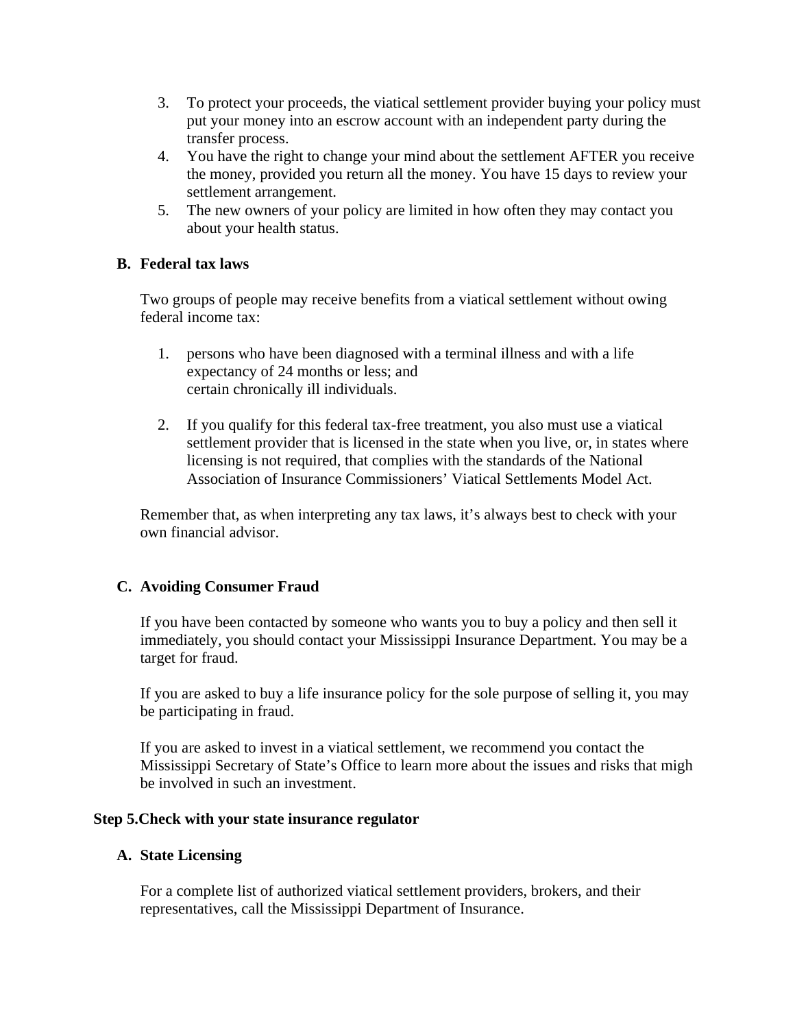3. To protect your proceeds, the viatical settlement provider buying your policy must put your money into an escrow account with an independent party during the transfer process.
4. You have the right to change your mind about the settlement AFTER you receive the money, provided you return all the money. You have 15 days to review your settlement arrangement.
5. The new owners of your policy are limited in how often they may contact you about your health status.

**B. Federal tax laws**

Two groups of people may receive benefits from a viatical settlement without owing federal income tax:

1. persons who have been diagnosed with a terminal illness and with a life expectancy of 24 months or less; and
   certain chronically ill individuals.

2. If you qualify for this federal tax-free treatment, you also must use a viatical settlement provider that is licensed in the state when you live, or, in states where licensing is not required, that complies with the standards of the National Association of Insurance Commissioners' Viatical Settlements Model Act.

Remember that, as when interpreting any tax laws, it's always best to check with your own financial advisor.

**C. Avoiding Consumer Fraud**

If you have been contacted by someone who wants you to buy a policy and then sell it immediately, you should contact your Mississippi Insurance Department. You may be a target for fraud.

If you are asked to buy a life insurance policy for the sole purpose of selling it, you may be participating in fraud.

If you are asked to invest in a viatical settlement, we recommend you contact the Mississippi Secretary of State's Office to learn more about the issues and risks that migh be involved in such an investment.

**Step 5.Check with your state insurance regulator**

**A. State Licensing**

For a complete list of authorized viatical settlement providers, brokers, and their representatives, call the Mississippi Department of Insurance.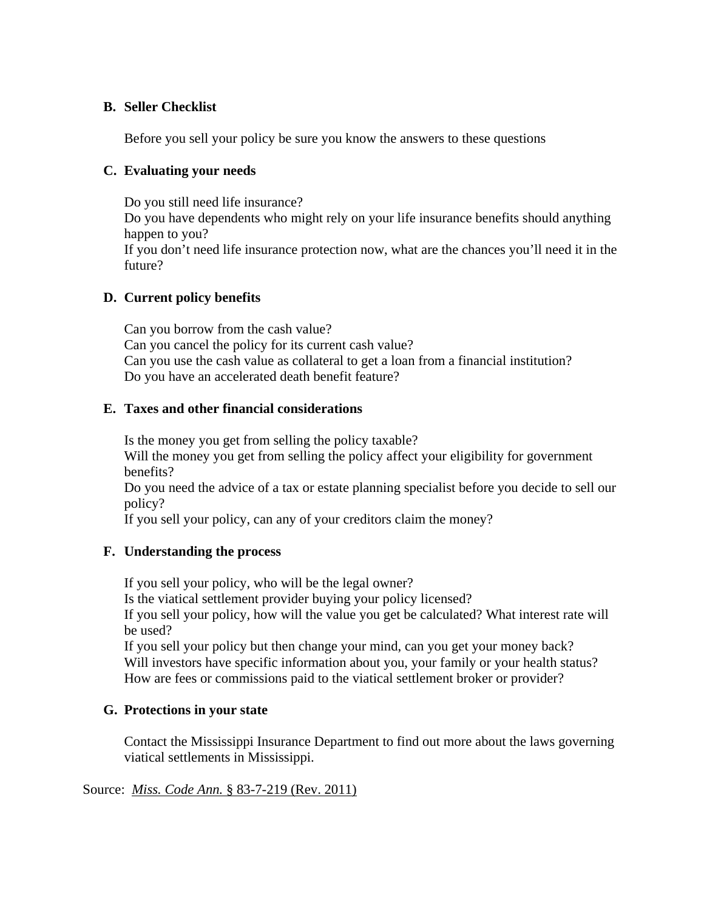**B. Seller Checklist**

Before you sell your policy be sure you know the answers to these questions

**C. Evaluating your needs**

Do you still need life insurance?
Do you have dependents who might rely on your life insurance benefits should anything happen to you?
If you don't need life insurance protection now, what are the chances you'll need it in the future?

**D. Current policy benefits**

Can you borrow from the cash value?
Can you cancel the policy for its current cash value?
Can you use the cash value as collateral to get a loan from a financial institution?
Do you have an accelerated death benefit feature?

**E. Taxes and other financial considerations**

Is the money you get from selling the policy taxable?
Will the money you get from selling the policy affect your eligibility for government benefits?
Do you need the advice of a tax or estate planning specialist before you decide to sell our policy?
If you sell your policy, can any of your creditors claim the money?

**F. Understanding the process**

If you sell your policy, who will be the legal owner?
Is the viatical settlement provider buying your policy licensed?
If you sell your policy, how will the value you get be calculated? What interest rate will be used?
If you sell your policy but then change your mind, can you get your money back?
Will investors have specific information about you, your family or your health status?
How are fees or commissions paid to the viatical settlement broker or provider?

**G. Protections in your state**

Contact the Mississippi Insurance Department to find out more about the laws governing viatical settlements in Mississippi.

Source: *Miss. Code Ann.* § 83-7-219 (Rev. 2011)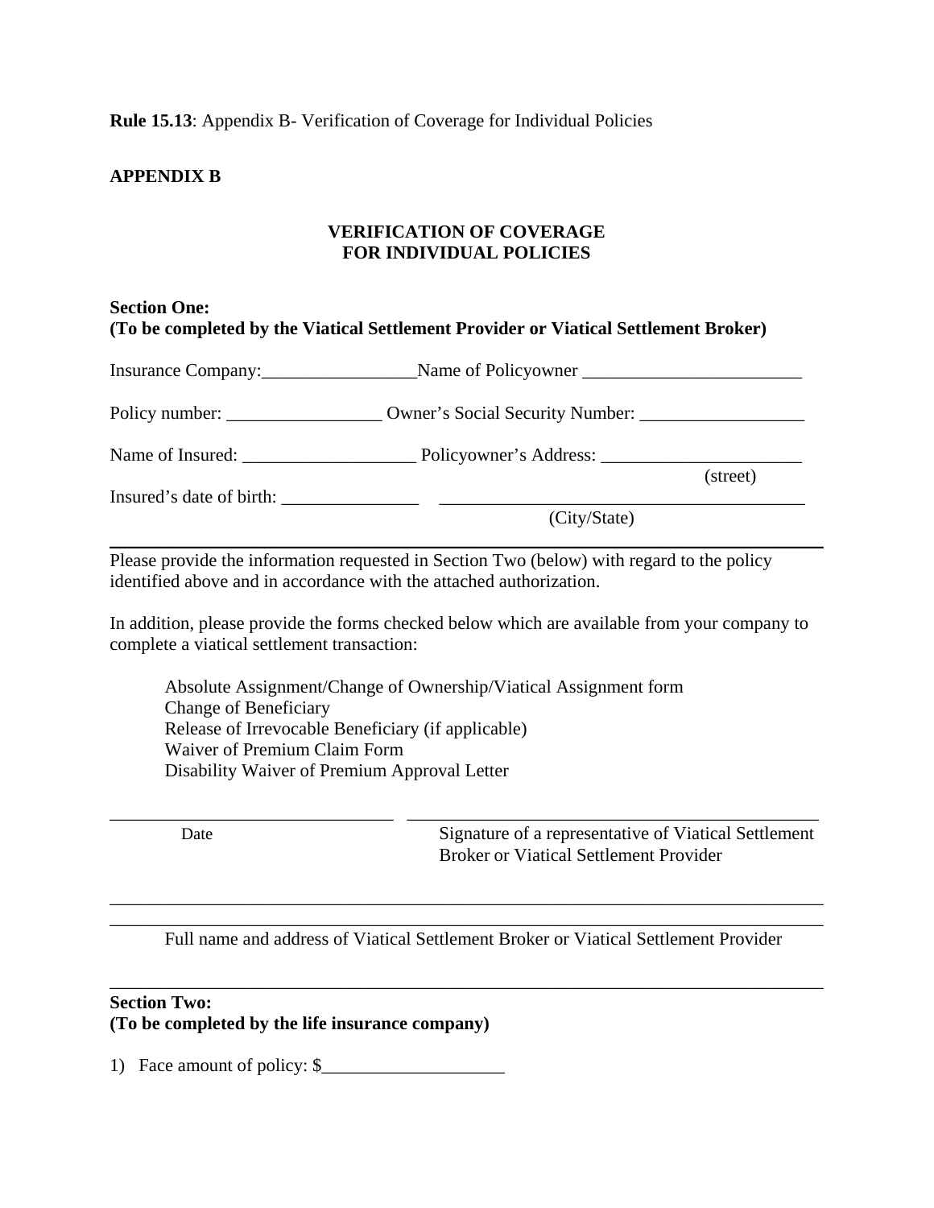**Rule 15.13**: Appendix B- Verification of Coverage for Individual Policies

**APPENDIX B**

**VERIFICATION OF COVERAGE**
**FOR INDIVIDUAL POLICIES**

**Section One:**
**(To be completed by the Viatical Settlement Provider or Viatical Settlement Broker)**

Insurance Company:_________________Name of Policyowner ________________________

Policy number: _________________ Owner's Social Security Number: __________________

Name of Insured: ___________________ Policyowner's Address: ______________________
(street)

Insured's date of birth: _______________ ________________________________________
(City/State)

---

Please provide the information requested in Section Two (below) with regard to the policy identified above and in accordance with the attached authorization.

In addition, please provide the forms checked below which are available from your company to complete a viatical settlement transaction:

Absolute Assignment/Change of Ownership/Viatical Assignment form
Change of Beneficiary
Release of Irrevocable Beneficiary (if applicable)
Waiver of Premium Claim Form
Disability Waiver of Premium Approval Letter

_______________________________ _____________________________________________
Date Signature of a representative of Viatical Settlement Broker or Viatical Settlement Provider

______________________________________________________________________________
______________________________________________________________________________
Full name and address of Viatical Settlement Broker or Viatical Settlement Provider

---

**Section Two:**
**(To be completed by the life insurance company)**

1) Face amount of policy: $____________________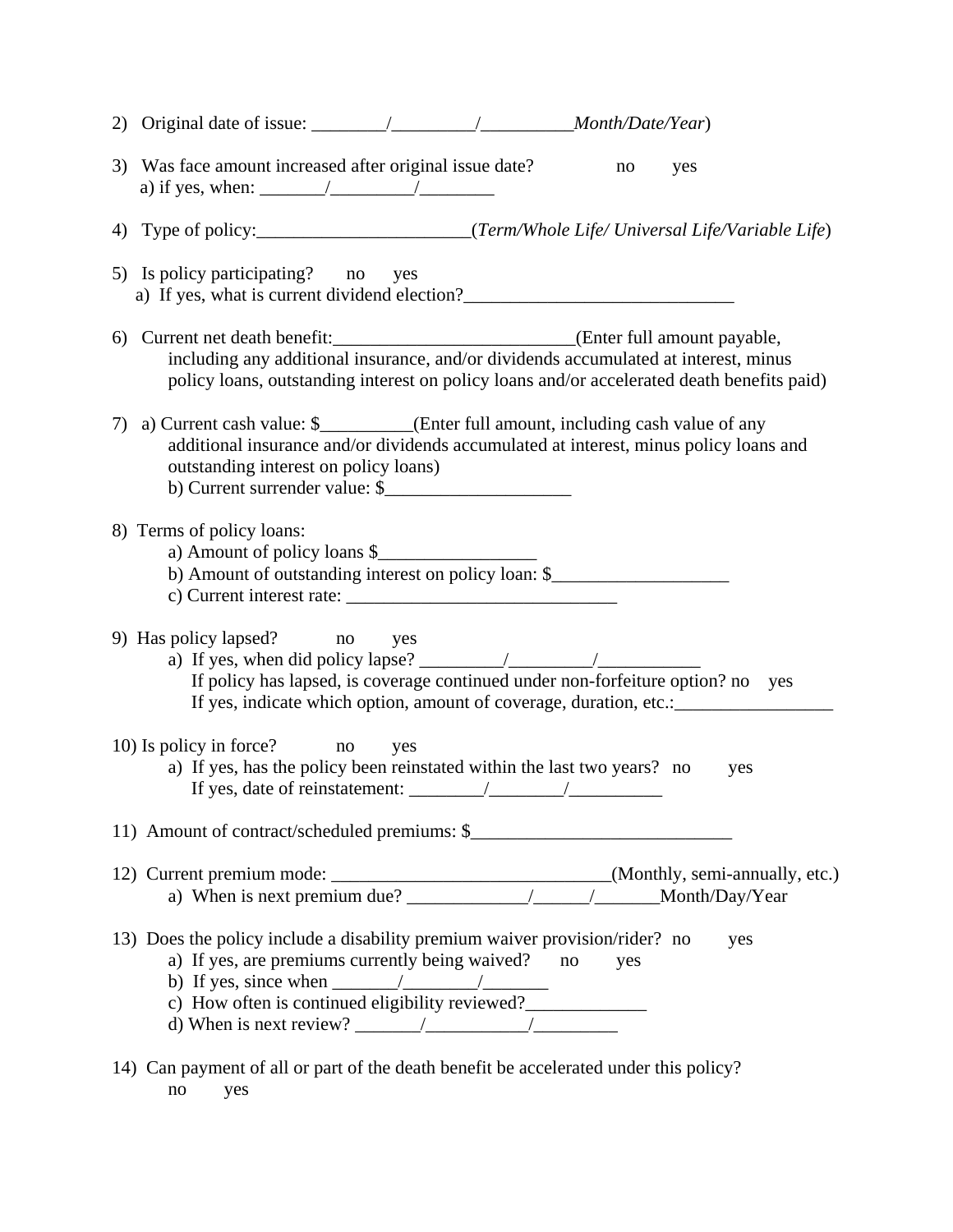2) Original date of issue: ________/_________/__________Month/Date/Year)

3) Was face amount increased after original issue date? no yes
   a) if yes, when: _______/_________/________

4) Type of policy:_______________________(*Term/Whole Life/ Universal Life/Variable Life*)

5) Is policy participating? no yes
   a) If yes, what is current dividend election?______________________________

6) Current net death benefit:__________________________(Enter full amount payable, including any additional insurance, and/or dividends accumulated at interest, minus policy loans, outstanding interest on policy loans and/or accelerated death benefits paid)

7) a) Current cash value: $__________(Enter full amount, including cash value of any additional insurance and/or dividends accumulated at interest, minus policy loans and outstanding interest on policy loans)
   b) Current surrender value: $____________________

8) Terms of policy loans:
   a) Amount of policy loans $_________________
   b) Amount of outstanding interest on policy loan: $___________________
   c) Current interest rate: ______________________________

9) Has policy lapsed? no yes
   a) If yes, when did policy lapse? _________/_________/___________
      If policy has lapsed, is coverage continued under non-forfeiture option? no yes
      If yes, indicate which option, amount of coverage, duration, etc.:_________________

10) Is policy in force? no yes
    a) If yes, has the policy been reinstated within the last two years? no yes
       If yes, date of reinstatement: ________/________/__________

11) Amount of contract/scheduled premiums: $_____________________________

12) Current premium mode: ______________________________(Monthly, semi-annually, etc.)
    a) When is next premium due? _____________/______/_______Month/Day/Year

13) Does the policy include a disability premium waiver provision/rider? no yes
    a) If yes, are premiums currently being waived? no yes
    b) If yes, since when _______/________/_______
    c) How often is continued eligibility reviewed?_____________
    d) When is next review? _______/___________/_________

14) Can payment of all or part of the death benefit be accelerated under this policy?
    no yes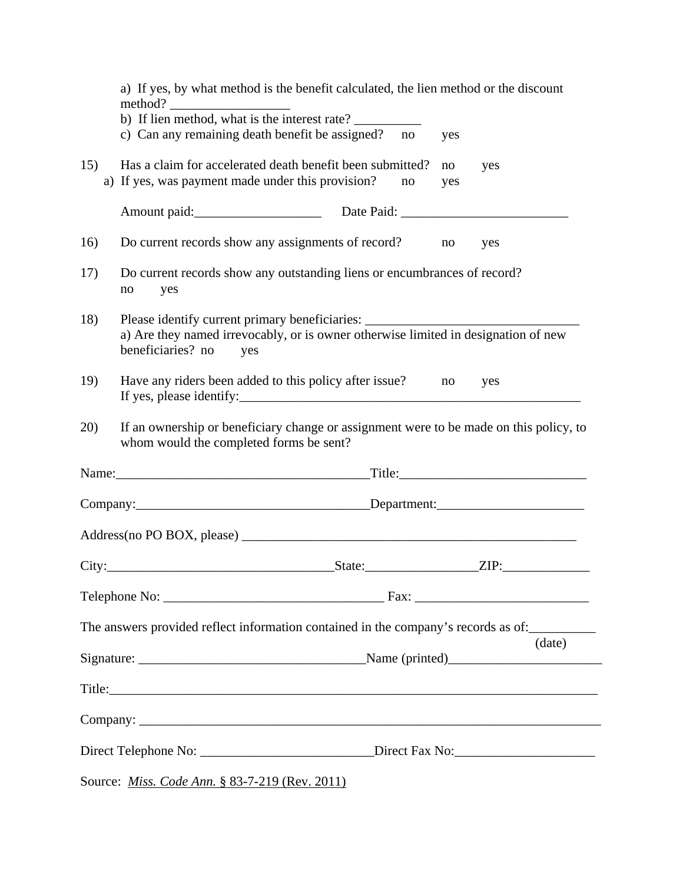a) If yes, by what method is the benefit calculated, the lien method or the discount method? __________________

b) If lien method, what is the interest rate? __________

c) Can any remaining death benefit be assigned? no yes

15) Has a claim for accelerated death benefit been submitted? no yes

a) If yes, was payment made under this provision? no yes

Amount paid:___________________ Date Paid: _________________________

16) Do current records show any assignments of record? no yes

17) Do current records show any outstanding liens or encumbrances of record? no yes

18) Please identify current primary beneficiaries: ________________________________

a) Are they named irrevocably, or is owner otherwise limited in designation of new beneficiaries? no yes

19) Have any riders been added to this policy after issue? no yes

If yes, please identify:_____________________________________________________

20) If an ownership or beneficiary change or assignment were to be made on this policy, to whom would the completed forms be sent?

Name:______________________________________Title:____________________________

Company:___________________________________Department:______________________

Address(no PO BOX, please) ____________________________________________________

City:_________________________________State:________________ZIP:_____________

Telephone No: ________________________________ Fax: __________________________

The answers provided reflect information contained in the company's records as of:__________ (date)

Signature: _________________________________Name (printed)_______________________

Title:____________________________________________________________________________

Company: _________________________________________________________________________

Direct Telephone No: __________________________Direct Fax No:_____________________

Source: *Miss. Code Ann.* § 83-7-219 (Rev. 2011)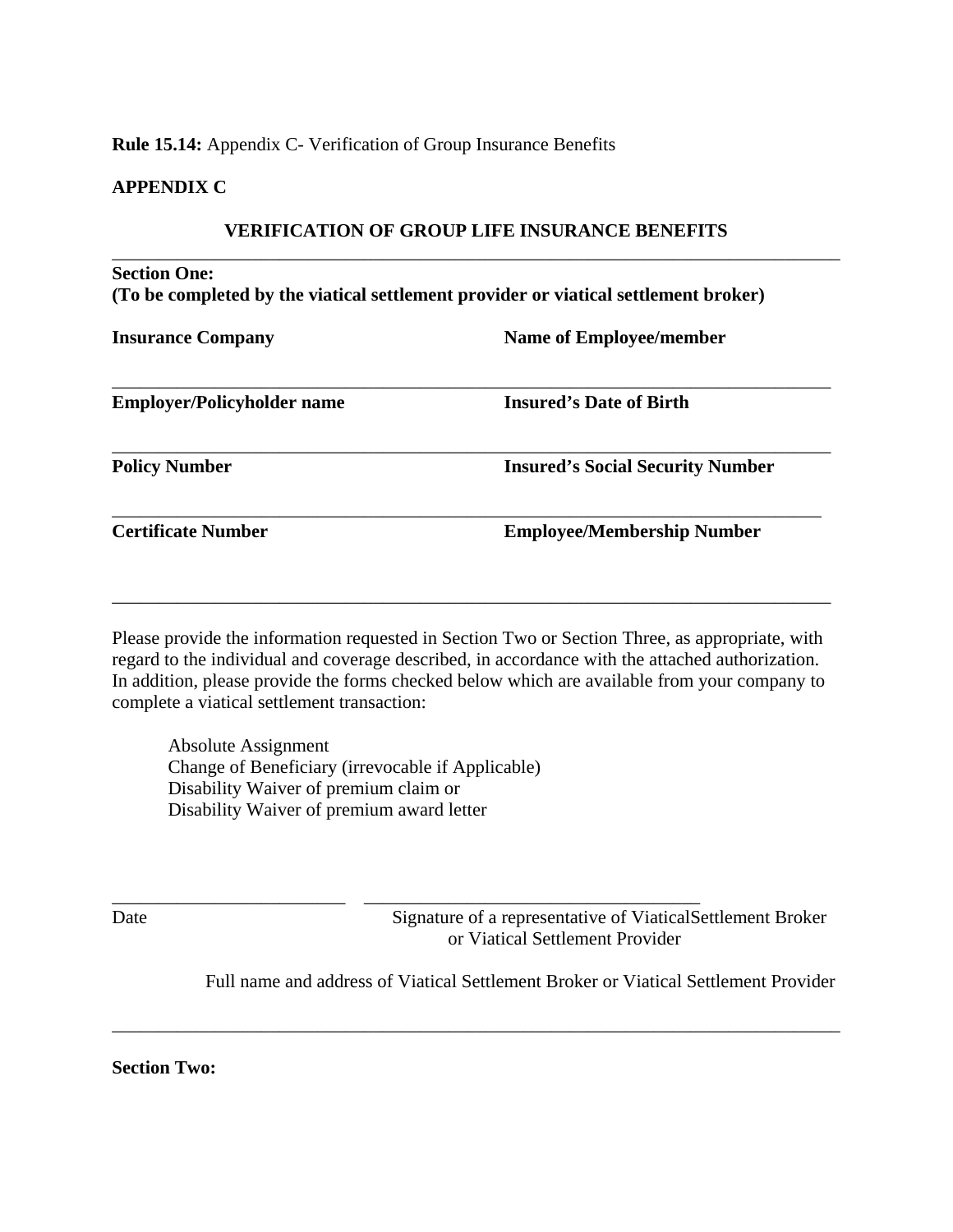**Rule 15.14:** Appendix C- Verification of Group Insurance Benefits

**APPENDIX C**

**VERIFICATION OF GROUP LIFE INSURANCE BENEFITS**

---

**Section One:**
**(To be completed by the viatical settlement provider or viatical settlement broker)**

| | |
|---|---|
| **Insurance Company** | **Name of Employee/member** |
| **Employer/Policyholder name** | **Insured's Date of Birth** |
| **Policy Number** | **Insured's Social Security Number** |
| **Certificate Number** | **Employee/Membership Number** |

---

Please provide the information requested in Section Two or Section Three, as appropriate, with regard to the individual and coverage described, in accordance with the attached authorization. In addition, please provide the forms checked below which are available from your company to complete a viatical settlement transaction:

Absolute Assignment
Change of Beneficiary (irrevocable if Applicable)
Disability Waiver of premium claim or
Disability Waiver of premium award letter

_________________________ ___________________________________

Date Signature of a representative of ViaticalSettlement Broker or Viatical Settlement Provider

Full name and address of Viatical Settlement Broker or Viatical Settlement Provider

---

**Section Two:**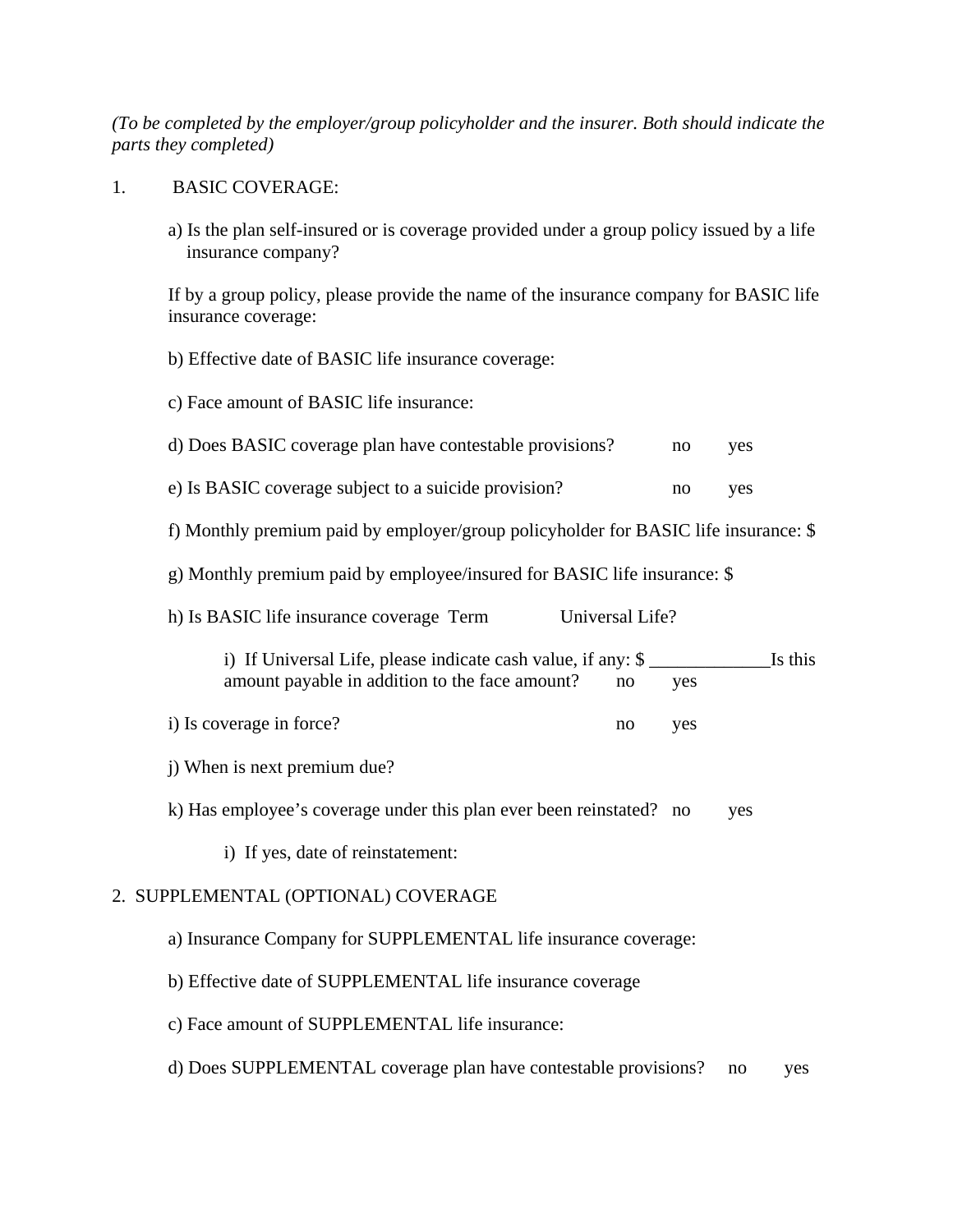*(To be completed by the employer/group policyholder and the insurer. Both should indicate the parts they completed)*

1. BASIC COVERAGE:

   a) Is the plan self-insured or is coverage provided under a group policy issued by a life insurance company?

   If by a group policy, please provide the name of the insurance company for BASIC life insurance coverage:

   b) Effective date of BASIC life insurance coverage:

   c) Face amount of BASIC life insurance:

   d) Does BASIC coverage plan have contestable provisions? no yes

   e) Is BASIC coverage subject to a suicide provision? no yes

   f) Monthly premium paid by employer/group policyholder for BASIC life insurance: $

   g) Monthly premium paid by employee/insured for BASIC life insurance: $

   h) Is BASIC life insurance coverage Term Universal Life?

      i) If Universal Life, please indicate cash value, if any: $ _____________ Is this amount payable in addition to the face amount? no yes

   i) Is coverage in force? no yes

   j) When is next premium due?

   k) Has employee's coverage under this plan ever been reinstated? no yes

      i) If yes, date of reinstatement:

2. SUPPLEMENTAL (OPTIONAL) COVERAGE

   a) Insurance Company for SUPPLEMENTAL life insurance coverage:

   b) Effective date of SUPPLEMENTAL life insurance coverage

   c) Face amount of SUPPLEMENTAL life insurance:

   d) Does SUPPLEMENTAL coverage plan have contestable provisions? no yes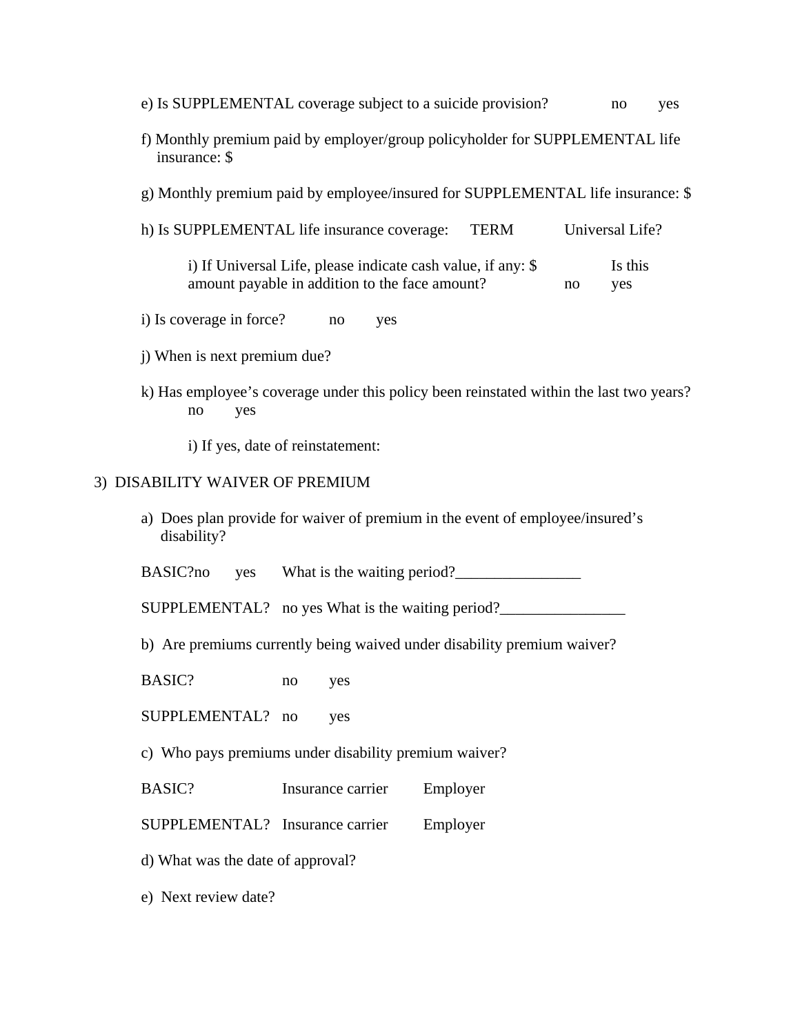e) Is SUPPLEMENTAL coverage subject to a suicide provision? no yes

f) Monthly premium paid by employer/group policyholder for SUPPLEMENTAL life insurance: $

g) Monthly premium paid by employee/insured for SUPPLEMENTAL life insurance: $

h) Is SUPPLEMENTAL life insurance coverage: TERM Universal Life?

i) If Universal Life, please indicate cash value, if any: $ Is this amount payable in addition to the face amount? no yes

i) Is coverage in force? no yes

j) When is next premium due?

k) Has employee's coverage under this policy been reinstated within the last two years? no yes

i) If yes, date of reinstatement:

3) DISABILITY WAIVER OF PREMIUM

a) Does plan provide for waiver of premium in the event of employee/insured's disability?

BASIC?no yes What is the waiting period?________________

SUPPLEMENTAL? no yes What is the waiting period?________________

b) Are premiums currently being waived under disability premium waiver?

BASIC? no yes

SUPPLEMENTAL? no yes

c) Who pays premiums under disability premium waiver?

BASIC? Insurance carrier Employer

SUPPLEMENTAL? Insurance carrier Employer

d) What was the date of approval?

e) Next review date?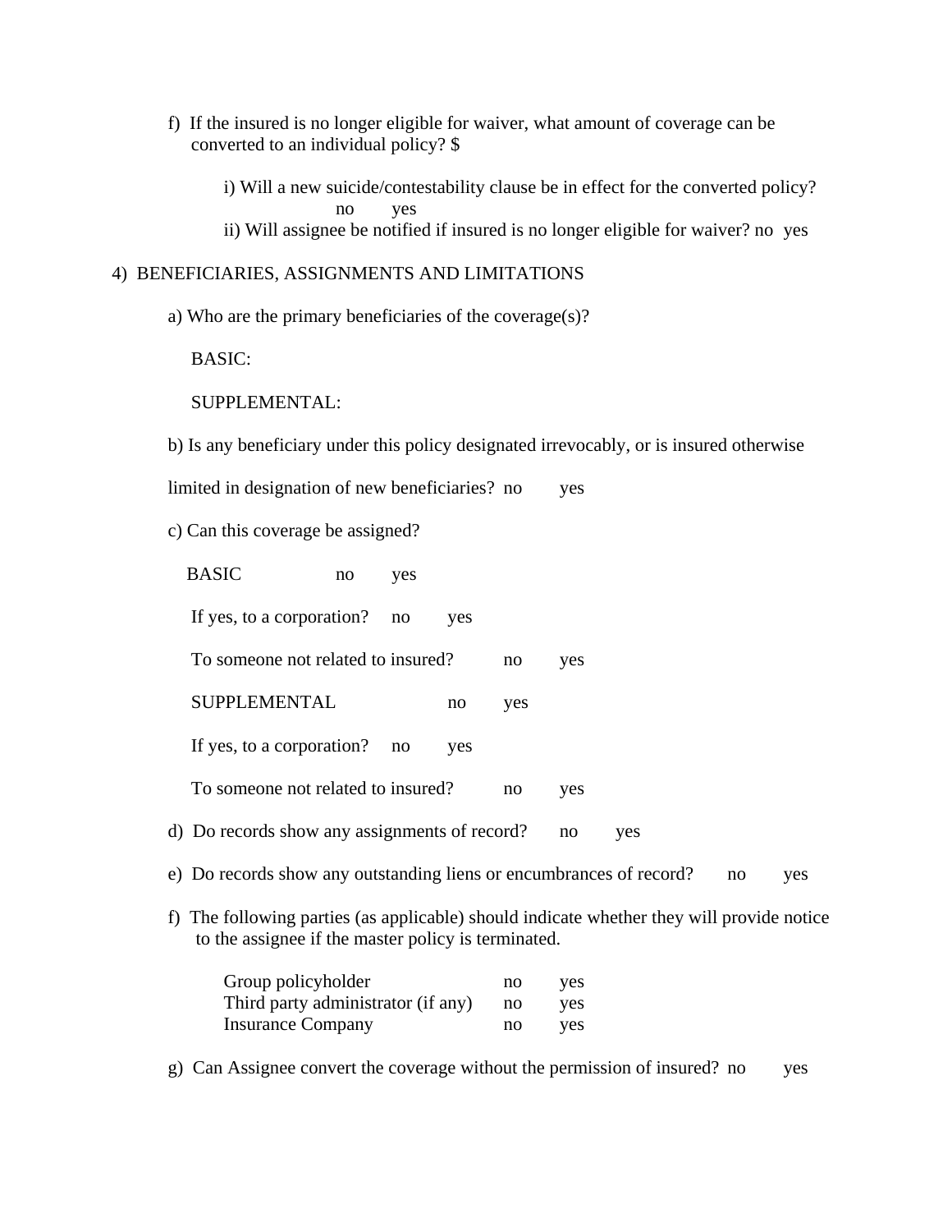f) If the insured is no longer eligible for waiver, what amount of coverage can be converted to an individual policy? $

i) Will a new suicide/contestability clause be in effect for the converted policy? no yes

ii) Will assignee be notified if insured is no longer eligible for waiver? no yes

4) BENEFICIARIES, ASSIGNMENTS AND LIMITATIONS

a) Who are the primary beneficiaries of the coverage(s)?

BASIC:

SUPPLEMENTAL:

b) Is any beneficiary under this policy designated irrevocably, or is insured otherwise limited in designation of new beneficiaries? no yes

c) Can this coverage be assigned?

BASIC no yes

If yes, to a corporation? no yes

To someone not related to insured? no yes

SUPPLEMENTAL no yes

If yes, to a corporation? no yes

To someone not related to insured? no yes

d) Do records show any assignments of record? no yes

e) Do records show any outstanding liens or encumbrances of record? no yes

f) The following parties (as applicable) should indicate whether they will provide notice to the assignee if the master policy is terminated.

| | | |
|---|---|---|
| Group policyholder | no | yes |
| Third party administrator (if any) | no | yes |
| Insurance Company | no | yes |

g) Can Assignee convert the coverage without the permission of insured? no yes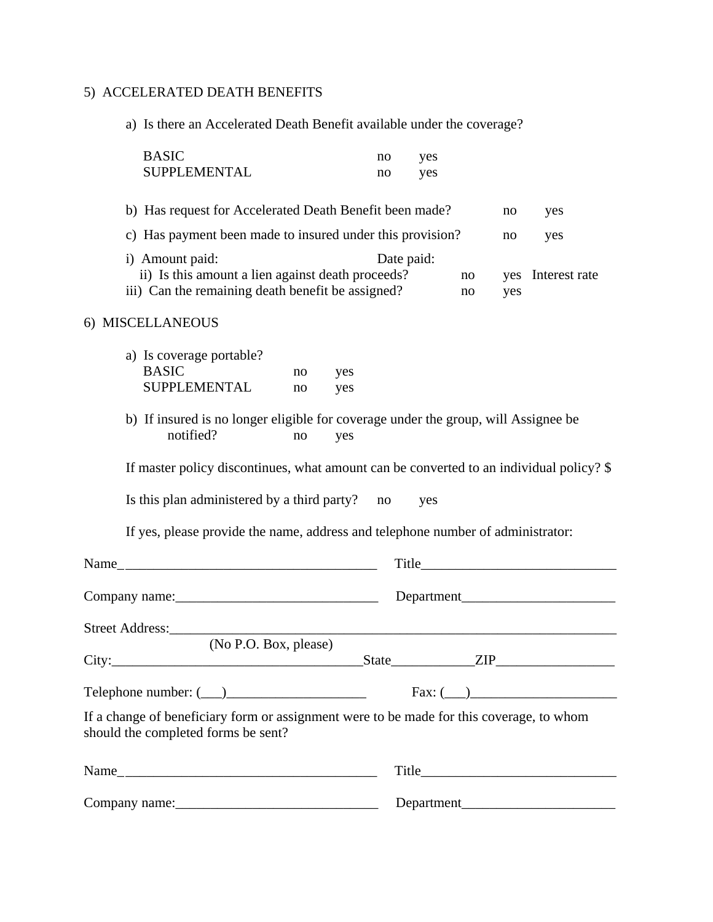5) ACCELERATED DEATH BENEFITS

a) Is there an Accelerated Death Benefit available under the coverage?

| | | |
|---|---|---|
| BASIC | no | yes |
| SUPPLEMENTAL | no | yes |

b) Has request for Accelerated Death Benefit been made? no yes

c) Has payment been made to insured under this provision? no yes

i) Amount paid: Date paid:

ii) Is this amount a lien against death proceeds? no yes Interest rate

iii) Can the remaining death benefit be assigned? no yes

6) MISCELLANEOUS

a) Is coverage portable?

| | | |
|---|---|---|
| BASIC | no | yes |
| SUPPLEMENTAL | no | yes |

b) If insured is no longer eligible for coverage under the group, will Assignee be notified? no yes

If master policy discontinues, what amount can be converted to an individual policy? $

Is this plan administered by a third party? no yes

If yes, please provide the name, address and telephone number of administrator:

Name_____________________________________ Title_____________________________

Company name:______________________________ Department______________________

Street Address:_____________________________________________________________________
(No P.O. Box, please)

City:_____________________________________State____________ZIP_________________

Telephone number: (___)____________________ Fax: (___)_____________________

If a change of beneficiary form or assignment were to be made for this coverage, to whom should the completed forms be sent?

Name_____________________________________ Title_____________________________

Company name:______________________________ Department______________________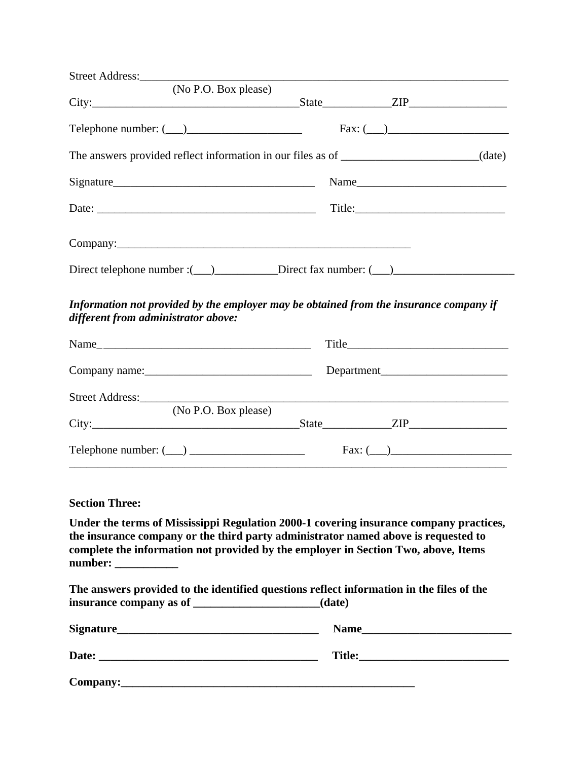Street Address:_______________________________________________________________________
(No P.O. Box please)
City:___________________________________State____________ZIP_________________

Telephone number: (___)____________________ Fax: (___)_____________________

The answers provided reflect information in our files as of _______________________(date)

Signature___________________________________ Name__________________________

Date: ______________________________________ Title:_________________________

Company:____________________________________________________

Direct telephone number :(___)___________Direct fax number: (___)_____________________

***Information not provided by the employer may be obtained from the insurance company if different from administrator above:***

Name_____________________________________ Title____________________________

Company name:_____________________________ Department______________________

Street Address:_______________________________________________________________________
(No P.O. Box please)
City:___________________________________State____________ZIP_________________

Telephone number: (___) ____________________ Fax: (___)_____________________

**Section Three:**

**Under the terms of Mississippi Regulation 2000-1 covering insurance company practices, the insurance company or the third party administrator named above is requested to complete the information not provided by the employer in Section Two, above, Items number: ___________**

**The answers provided to the identified questions reflect information in the files of the insurance company as of ______________________(date)**

**Signature___________________________________ Name__________________________**

**Date: ______________________________________ Title:_________________________**

**Company:____________________________________________________**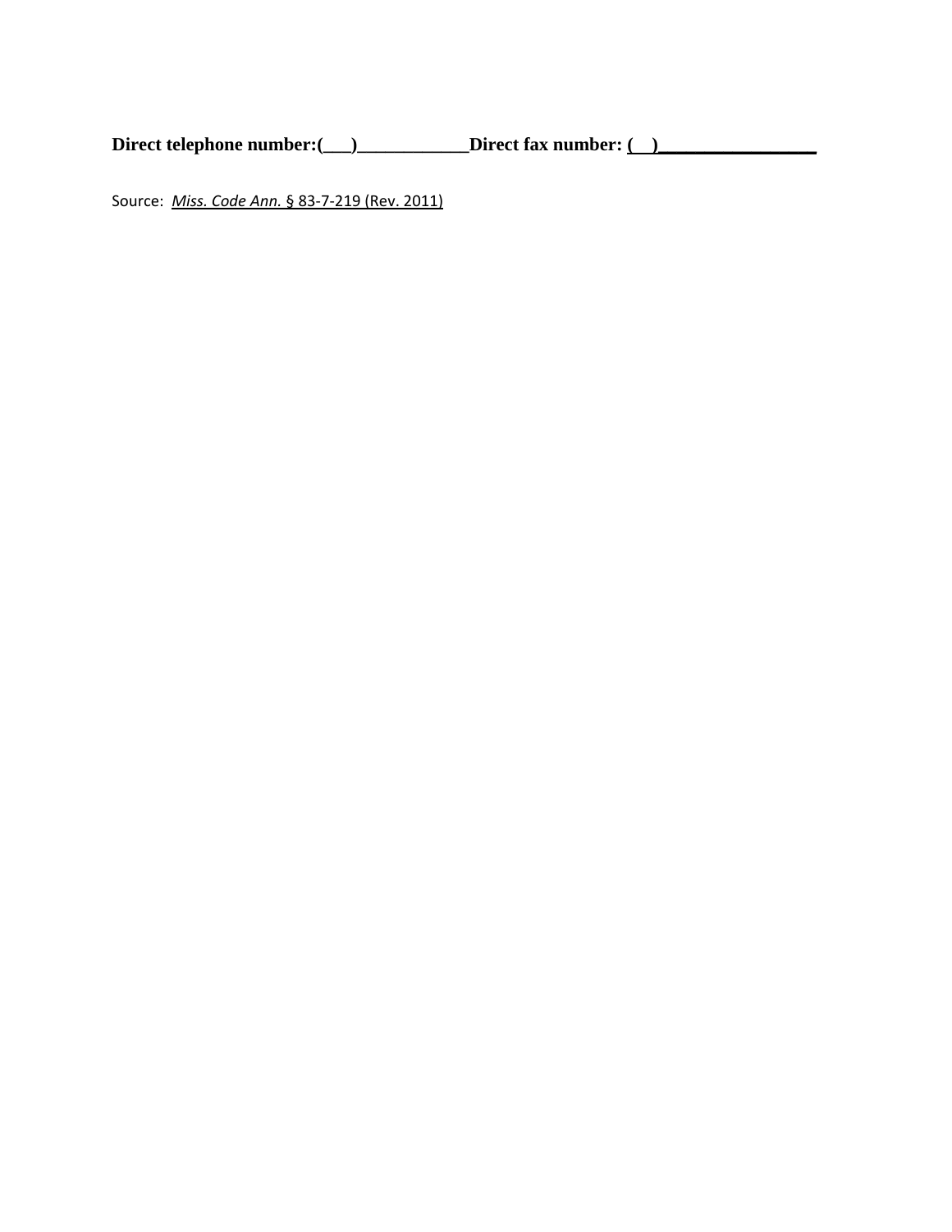**Direct telephone number:(___)____________Direct fax number: (__)________________**

Source: *Miss. Code Ann.* § 83-7-219 (Rev. 2011)